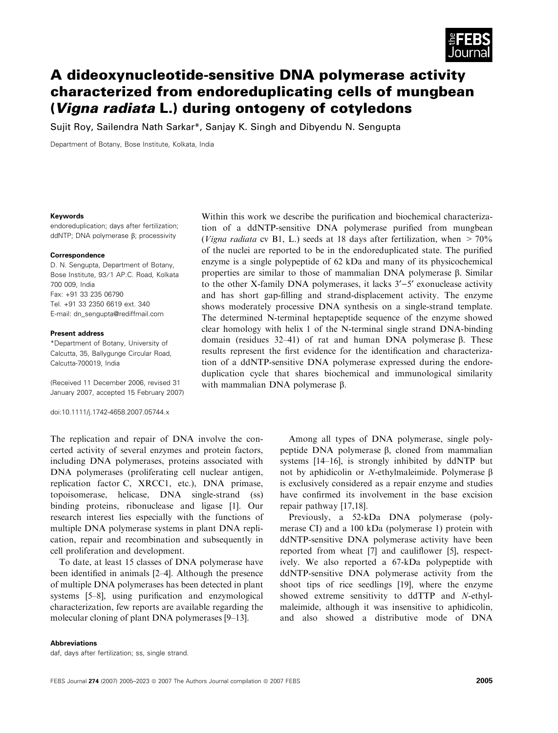# A dideoxynucleotide-sensitive DNA polymerase activity characterized from endoreduplicating cells of mungbean (*Vigna radiata* L.) during ontogeny of cotyledons

Sujit Roy, Sailendra Nath Sarkar*, Sanjay K. Singh and Dibyendu N. Sengupta

Department of Botany, Bose Institute, Kolkata, India

**Keywords**

endoreduplication; days after fertilization; ddNTP; DNA polymerase β; processivity

**Correspondence**

D. N. Sengupta, Department of Botany, Bose Institute, 93/1 AP.C. Road, Kolkata 700 009, India
Fax: +91 33 235 06790
Tel. +91 33 2350 6619 ext. 340
E-mail: dn_sengupta@rediffmail.com

**Present address**

*Department of Botany, University of Calcutta, 35, Ballygunge Circular Road, Calcutta-700019, India

(Received 11 December 2006, revised 31 January 2007, accepted 15 February 2007)

doi:10.1111/j.1742-4658.2007.05744.x

Within this work we describe the purification and biochemical characterization of a ddNTP-sensitive DNA polymerase purified from mungbean (*Vigna radiata* cv B1, L.) seeds at 18 days after fertilization, when > 70% of the nuclei are reported to be in the endoreduplicated state. The purified enzyme is a single polypeptide of 62 kDa and many of its physicochemical properties are similar to those of mammalian DNA polymerase β. Similar to the other X-family DNA polymerases, it lacks 3′–5′ exonuclease activity and has short gap-filling and strand-displacement activity. The enzyme shows moderately processive DNA synthesis on a single-strand template. The determined N-terminal heptapeptide sequence of the enzyme showed clear homology with helix 1 of the N-terminal single strand DNA-binding domain (residues 32–41) of rat and human DNA polymerase β. These results represent the first evidence for the identification and characterization of a ddNTP-sensitive DNA polymerase expressed during the endoreduplication cycle that shares biochemical and immunological similarity with mammalian DNA polymerase β.

The replication and repair of DNA involve the concerted activity of several enzymes and protein factors, including DNA polymerases, proteins associated with DNA polymerases (proliferating cell nuclear antigen, replication factor C, XRCC1, etc.), DNA primase, topoisomerase, helicase, DNA single-strand (ss) binding proteins, ribonuclease and ligase [1]. Our research interest lies especially with the functions of multiple DNA polymerase systems in plant DNA replication, repair and recombination and subsequently in cell proliferation and development.

To date, at least 15 classes of DNA polymerase have been identified in animals [2–4]. Although the presence of multiple DNA polymerases has been detected in plant systems [5–8], using purification and enzymological characterization, few reports are available regarding the molecular cloning of plant DNA polymerases [9–13].

Among all types of DNA polymerase, single polypeptide DNA polymerase β, cloned from mammalian systems [14–16], is strongly inhibited by ddNTP but not by aphidicolin or *N*-ethylmaleimide. Polymerase β is exclusively considered as a repair enzyme and studies have confirmed its involvement in the base excision repair pathway [17,18].

Previously, a 52-kDa DNA polymerase (polymerase CI) and a 100 kDa (polymerase 1) protein with ddNTP-sensitive DNA polymerase activity have been reported from wheat [7] and cauliflower [5], respectively. We also reported a 67-kDa polypeptide with ddNTP-sensitive DNA polymerase activity from the shoot tips of rice seedlings [19], where the enzyme showed extreme sensitivity to ddTTP and *N*-ethylmaleimide, although it was insensitive to aphidicolin, and also showed a distributive mode of DNA

**Abbreviations**

daf, days after fertilization; ss, single strand.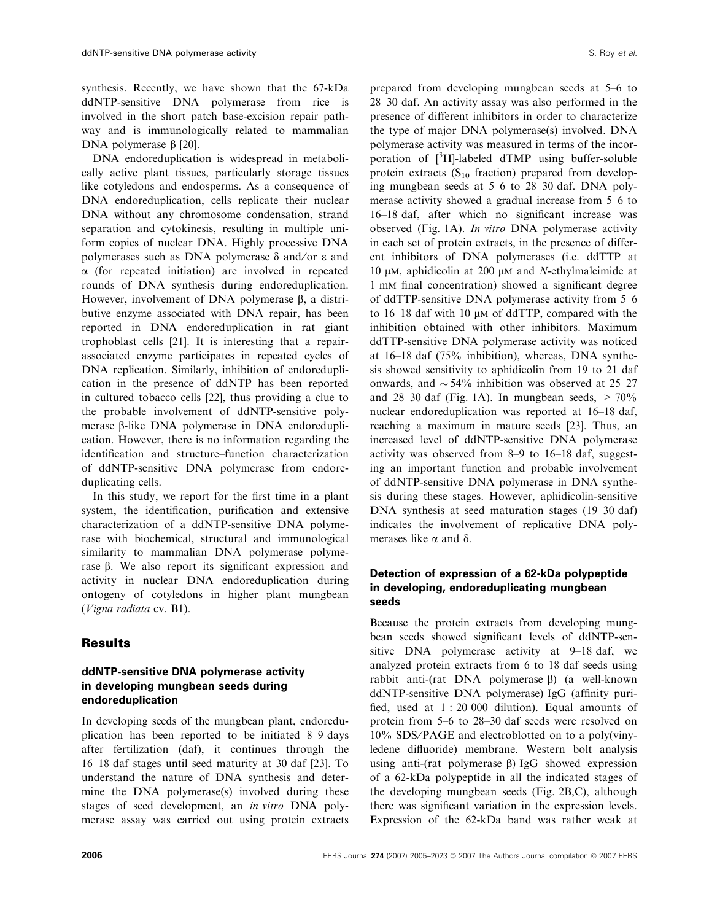synthesis. Recently, we have shown that the 67-kDa ddNTP-sensitive DNA polymerase from rice is involved in the short patch base-excision repair pathway and is immunologically related to mammalian DNA polymerase β [20].

DNA endoreduplication is widespread in metabolically active plant tissues, particularly storage tissues like cotyledons and endosperms. As a consequence of DNA endoreduplication, cells replicate their nuclear DNA without any chromosome condensation, strand separation and cytokinesis, resulting in multiple uniform copies of nuclear DNA. Highly processive DNA polymerases such as DNA polymerase δ and/or ε and α (for repeated initiation) are involved in repeated rounds of DNA synthesis during endoreduplication. However, involvement of DNA polymerase β, a distributive enzyme associated with DNA repair, has been reported in DNA endoreduplication in rat giant trophoblast cells [21]. It is interesting that a repair-associated enzyme participates in repeated cycles of DNA replication. Similarly, inhibition of endoreduplication in the presence of ddNTP has been reported in cultured tobacco cells [22], thus providing a clue to the probable involvement of ddNTP-sensitive polymerase β-like DNA polymerase in DNA endoreduplication. However, there is no information regarding the identification and structure–function characterization of ddNTP-sensitive DNA polymerase from endoreduplicating cells.

In this study, we report for the first time in a plant system, the identification, purification and extensive characterization of a ddNTP-sensitive DNA polymerase with biochemical, structural and immunological similarity to mammalian DNA polymerase polymerase β. We also report its significant expression and activity in nuclear DNA endoreduplication during ontogeny of cotyledons in higher plant mungbean (*Vigna radiata* cv. B1).

## Results

### ddNTP-sensitive DNA polymerase activity in developing mungbean seeds during endoreduplication

In developing seeds of the mungbean plant, endoreduplication has been reported to be initiated 8–9 days after fertilization (daf), it continues through the 16–18 daf stages until seed maturity at 30 daf [23]. To understand the nature of DNA synthesis and determine the DNA polymerase(s) involved during these stages of seed development, an *in vitro* DNA polymerase assay was carried out using protein extracts prepared from developing mungbean seeds at 5–6 to 28–30 daf. An activity assay was also performed in the presence of different inhibitors in order to characterize the type of major DNA polymerase(s) involved. DNA polymerase activity was measured in terms of the incorporation of [$^{3}$H]-labeled dTMP using buffer-soluble protein extracts ($S_{10}$ fraction) prepared from developing mungbean seeds at 5–6 to 28–30 daf. DNA polymerase activity showed a gradual increase from 5–6 to 16–18 daf, after which no significant increase was observed (Fig. 1A). *In vitro* DNA polymerase activity in each set of protein extracts, in the presence of different inhibitors of DNA polymerases (i.e. ddTTP at 10 μM, aphidicolin at 200 μM and *N*-ethylmaleimide at 1 mM final concentration) showed a significant degree of ddTTP-sensitive DNA polymerase activity from 5–6 to 16–18 daf with 10 μM of ddTTP, compared with the inhibition obtained with other inhibitors. Maximum ddTTP-sensitive DNA polymerase activity was noticed at 16–18 daf (75% inhibition), whereas, DNA synthesis showed sensitivity to aphidicolin from 19 to 21 daf onwards, and ~54% inhibition was observed at 25–27 and 28–30 daf (Fig. 1A). In mungbean seeds, > 70% nuclear endoreduplication was reported at 16–18 daf, reaching a maximum in mature seeds [23]. Thus, an increased level of ddNTP-sensitive DNA polymerase activity was observed from 8–9 to 16–18 daf, suggesting an important function and probable involvement of ddNTP-sensitive DNA polymerase in DNA synthesis during these stages. However, aphidicolin-sensitive DNA synthesis at seed maturation stages (19–30 daf) indicates the involvement of replicative DNA polymerases like α and δ.

### Detection of expression of a 62-kDa polypeptide in developing, endoreduplicating mungbean seeds

Because the protein extracts from developing mungbean seeds showed significant levels of ddNTP-sensitive DNA polymerase activity at 9–18 daf, we analyzed protein extracts from 6 to 18 daf seeds using rabbit anti-(rat DNA polymerase β) (a well-known ddNTP-sensitive DNA polymerase) IgG (affinity purified, used at 1 : 20 000 dilution). Equal amounts of protein from 5–6 to 28–30 daf seeds were resolved on 10% SDS/PAGE and electroblotted on to a poly(vinyledene difluoride) membrane. Western bolt analysis using anti-(rat polymerase β) IgG showed expression of a 62-kDa polypeptide in all the indicated stages of the developing mungbean seeds (Fig. 2B,C), although there was significant variation in the expression levels. Expression of the 62-kDa band was rather weak at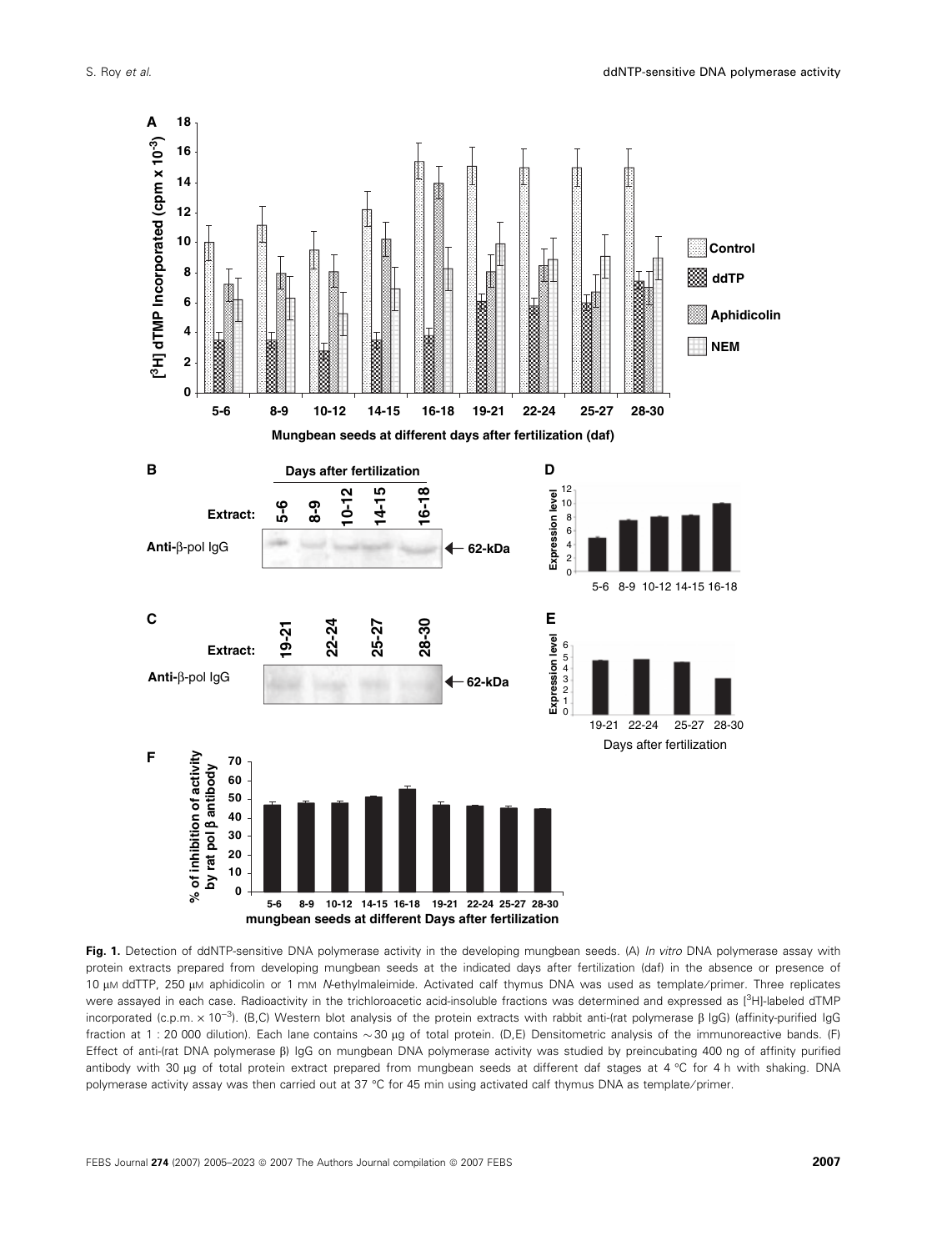**Fig. 1.** Detection of ddNTP-sensitive DNA polymerase activity in the developing mungbean seeds. (A) *In vitro* DNA polymerase assay with protein extracts prepared from developing mungbean seeds at the indicated days after fertilization (daf) in the absence or presence of 10 μM ddTTP, 250 μM aphidicolin or 1 mM *N*-ethylmaleimide. Activated calf thymus DNA was used as template/primer. Three replicates were assayed in each case. Radioactivity in the trichloroacetic acid-insoluble fractions was determined and expressed as [$^{3}$H]-labeled dTMP incorporated (c.p.m. $\times 10^{-3}$). (B,C) Western blot analysis of the protein extracts with rabbit anti-(rat polymerase β IgG) (affinity-purified IgG fraction at 1 : 20 000 dilution). Each lane contains ~30 μg of total protein. (D,E) Densitometric analysis of the immunoreactive bands. (F) Effect of anti-(rat DNA polymerase β) IgG on mungbean DNA polymerase activity was studied by preincubating 400 ng of affinity purified antibody with 30 μg of total protein extract prepared from mungbean seeds at different daf stages at 4 °C for 4 h with shaking. DNA polymerase activity assay was then carried out at 37 °C for 45 min using activated calf thymus DNA as template/primer.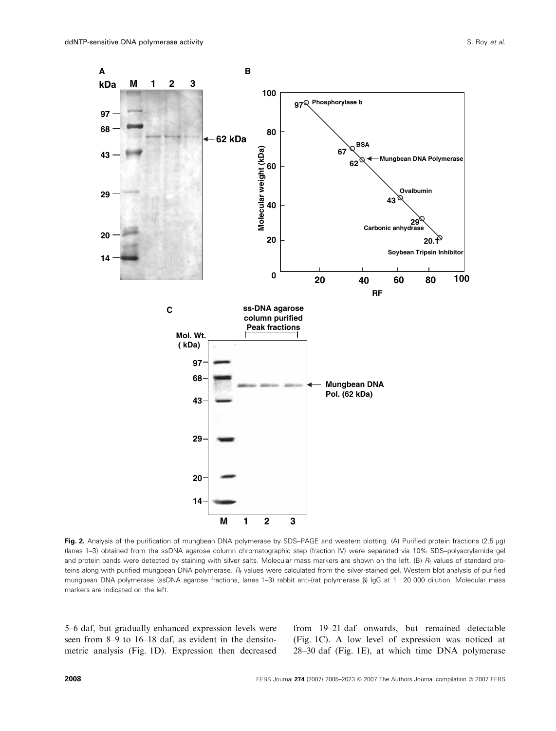**Fig. 2.** Analysis of the purification of mungbean DNA polymerase by SDS–PAGE and western blotting. (A) Purified protein fractions (2.5 μg) (lanes 1–3) obtained from the ssDNA agarose column chromatographic step (fraction IV) were separated via 10% SDS–polyacrylamide gel and protein bands were detected by staining with silver salts. Molecular mass markers are shown on the left. (B) $R_f$ values of standard proteins along with purified mungbean DNA polymerase. $R_f$ values were calculated from the silver-stained gel. Western blot analysis of purified mungbean DNA polymerase (ssDNA agarose fractions, lanes 1–3) rabbit anti-(rat polymerase β) IgG at 1 : 20 000 dilution. Molecular mass markers are indicated on the left.

5–6 daf, but gradually enhanced expression levels were seen from 8–9 to 16–18 daf, as evident in the densitometric analysis (Fig. 1D). Expression then decreased from 19–21 daf onwards, but remained detectable (Fig. 1C). A low level of expression was noticed at 28–30 daf (Fig. 1E), at which time DNA polymerase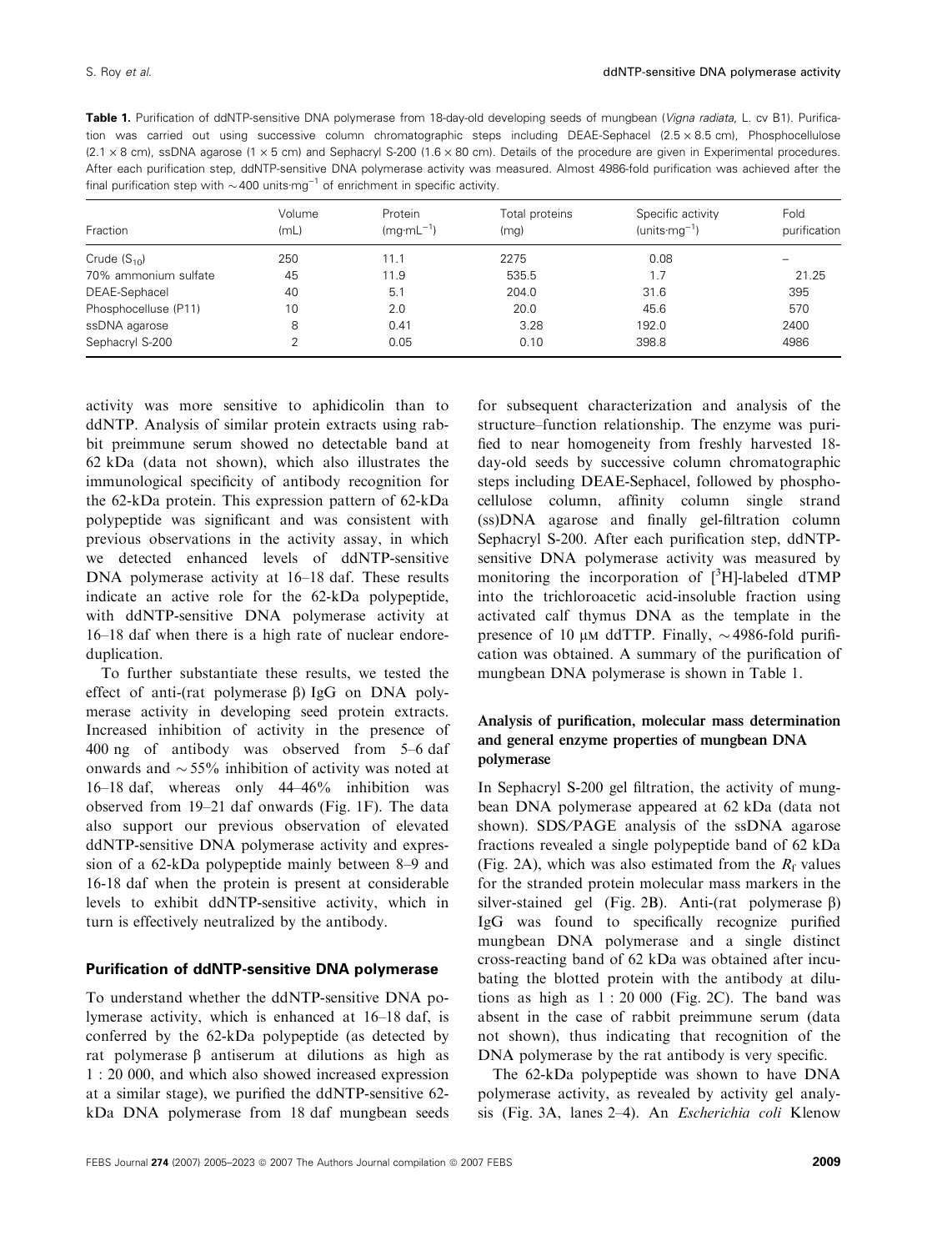**Table 1.** Purification of ddNTP-sensitive DNA polymerase from 18-day-old developing seeds of mungbean (*Vigna radiata*, L. cv B1). Purification was carried out using successive column chromatographic steps including DEAE-Sephacel (2.5 × 8.5 cm), Phosphocellulose (2.1 × 8 cm), ssDNA agarose (1 × 5 cm) and Sephacryl S-200 (1.6 × 80 cm). Details of the procedure are given in Experimental procedures. After each purification step, ddNTP-sensitive DNA polymerase activity was measured. Almost 4986-fold purification was achieved after the final purification step with ~400 units·mg$^{-1}$ of enrichment in specific activity.

| Fraction | Volume (mL) | Protein (mg·mL$^{-1}$) | Total proteins (mg) | Specific activity (units·mg$^{-1}$) | Fold purification |
|---|---|---|---|---|---|
| Crude ($S_{10}$) | 250 | 11.1 | 2275 | 0.08 | – |
| 70% ammonium sulfate | 45 | 11.9 | 535.5 | 1.7 | 21.25 |
| DEAE-Sephacel | 40 | 5.1 | 204.0 | 31.6 | 395 |
| Phosphocelluse (P11) | 10 | 2.0 | 20.0 | 45.6 | 570 |
| ssDNA agarose | 8 | 0.41 | 3.28 | 192.0 | 2400 |
| Sephacryl S-200 | 2 | 0.05 | 0.10 | 398.8 | 4986 |

activity was more sensitive to aphidicolin than to ddNTP. Analysis of similar protein extracts using rabbit preimmune serum showed no detectable band at 62 kDa (data not shown), which also illustrates the immunological specificity of antibody recognition for the 62-kDa protein. This expression pattern of 62-kDa polypeptide was significant and was consistent with previous observations in the activity assay, in which we detected enhanced levels of ddNTP-sensitive DNA polymerase activity at 16–18 daf. These results indicate an active role for the 62-kDa polypeptide, with ddNTP-sensitive DNA polymerase activity at 16–18 daf when there is a high rate of nuclear endoreduplication.

To further substantiate these results, we tested the effect of anti-(rat polymerase β) IgG on DNA polymerase activity in developing seed protein extracts. Increased inhibition of activity in the presence of 400 ng of antibody was observed from 5–6 daf onwards and ~55% inhibition of activity was noted at 16–18 daf, whereas only 44–46% inhibition was observed from 19–21 daf onwards (Fig. 1F). The data also support our previous observation of elevated ddNTP-sensitive DNA polymerase activity and expression of a 62-kDa polypeptide mainly between 8–9 and 16-18 daf when the protein is present at considerable levels to exhibit ddNTP-sensitive activity, which in turn is effectively neutralized by the antibody.

## Purification of ddNTP-sensitive DNA polymerase

To understand whether the ddNTP-sensitive DNA polymerase activity, which is enhanced at 16–18 daf, is conferred by the 62-kDa polypeptide (as detected by rat polymerase β antiserum at dilutions as high as 1 : 20 000, and which also showed increased expression at a similar stage), we purified the ddNTP-sensitive 62-kDa DNA polymerase from 18 daf mungbean seeds for subsequent characterization and analysis of the structure–function relationship. The enzyme was purified to near homogeneity from freshly harvested 18-day-old seeds by successive column chromatographic steps including DEAE-Sephacel, followed by phosphocellulose column, affinity column single strand (ss)DNA agarose and finally gel-filtration column Sephacryl S-200. After each purification step, ddNTP-sensitive DNA polymerase activity was measured by monitoring the incorporation of [$^3$H]-labeled dTMP into the trichloroacetic acid-insoluble fraction using activated calf thymus DNA as the template in the presence of 10 μM ddTTP. Finally, ~4986-fold purification was obtained. A summary of the purification of mungbean DNA polymerase is shown in Table 1.

## Analysis of purification, molecular mass determination and general enzyme properties of mungbean DNA polymerase

In Sephacryl S-200 gel filtration, the activity of mungbean DNA polymerase appeared at 62 kDa (data not shown). SDS/PAGE analysis of the ssDNA agarose fractions revealed a single polypeptide band of 62 kDa (Fig. 2A), which was also estimated from the $R_f$ values for the stranded protein molecular mass markers in the silver-stained gel (Fig. 2B). Anti-(rat polymerase β) IgG was found to specifically recognize purified mungbean DNA polymerase and a single distinct cross-reacting band of 62 kDa was obtained after incubating the blotted protein with the antibody at dilutions as high as 1 : 20 000 (Fig. 2C). The band was absent in the case of rabbit preimmune serum (data not shown), thus indicating that recognition of the DNA polymerase by the rat antibody is very specific.

The 62-kDa polypeptide was shown to have DNA polymerase activity, as revealed by activity gel analysis (Fig. 3A, lanes 2–4). An *Escherichia coli* Klenow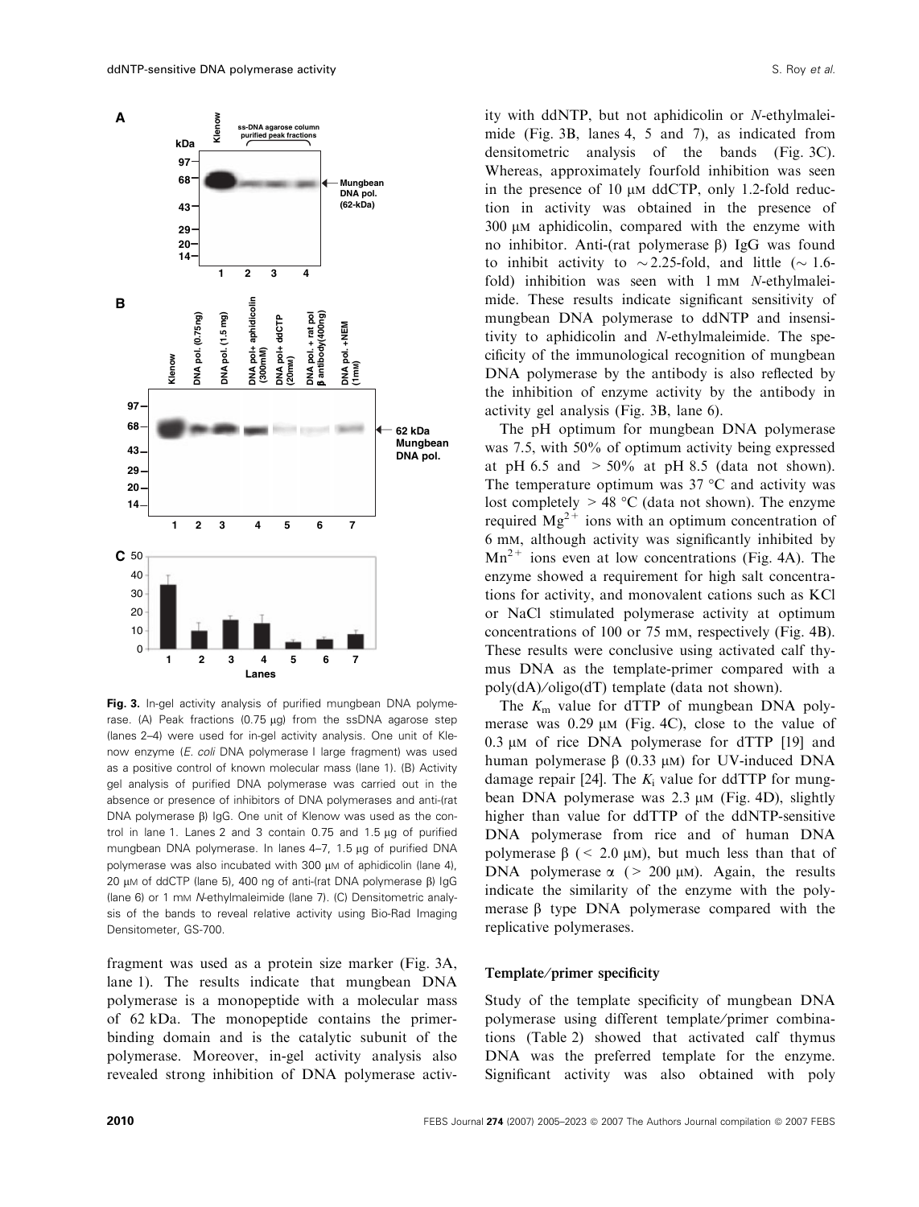**Fig. 3.** In-gel activity analysis of purified mungbean DNA polymerase. (A) Peak fractions (0.75 μg) from the ssDNA agarose step (lanes 2–4) were used for in-gel activity analysis. One unit of Klenow enzyme (*E. coli* DNA polymerase I large fragment) was used as a positive control of known molecular mass (lane 1). (B) Activity gel analysis of purified DNA polymerase was carried out in the absence or presence of inhibitors of DNA polymerases and anti-(rat DNA polymerase β) IgG. One unit of Klenow was used as the control in lane 1. Lanes 2 and 3 contain 0.75 and 1.5 μg of purified mungbean DNA polymerase. In lanes 4–7, 1.5 μg of purified DNA polymerase was also incubated with 300 μM of aphidicolin (lane 4), 20 μM of ddCTP (lane 5), 400 ng of anti-(rat DNA polymerase β) IgG (lane 6) or 1 mM *N*-ethylmaleimide (lane 7). (C) Densitometric analysis of the bands to reveal relative activity using Bio-Rad Imaging Densitometer, GS-700.

fragment was used as a protein size marker (Fig. 3A, lane 1). The results indicate that mungbean DNA polymerase is a monopeptide with a molecular mass of 62 kDa. The monopeptide contains the primer-binding domain and is the catalytic subunit of the polymerase. Moreover, in-gel activity analysis also revealed strong inhibition of DNA polymerase activity with ddNTP, but not aphidicolin or *N*-ethylmaleimide (Fig. 3B, lanes 4, 5 and 7), as indicated from densitometric analysis of the bands (Fig. 3C). Whereas, approximately fourfold inhibition was seen in the presence of 10 μM ddCTP, only 1.2-fold reduction in activity was obtained in the presence of 300 μM aphidicolin, compared with the enzyme with no inhibitor. Anti-(rat polymerase β) IgG was found to inhibit activity to ~2.25-fold, and little (~1.6-fold) inhibition was seen with 1 mM *N*-ethylmaleimide. These results indicate significant sensitivity of mungbean DNA polymerase to ddNTP and insensitivity to aphidicolin and *N*-ethylmaleimide. The specificity of the immunological recognition of mungbean DNA polymerase by the antibody is also reflected by the inhibition of enzyme activity by the antibody in activity gel analysis (Fig. 3B, lane 6).

The pH optimum for mungbean DNA polymerase was 7.5, with 50% of optimum activity being expressed at pH 6.5 and > 50% at pH 8.5 (data not shown). The temperature optimum was 37 °C and activity was lost completely > 48 °C (data not shown). The enzyme required $Mg^{2+}$ ions with an optimum concentration of 6 mM, although activity was significantly inhibited by $Mn^{2+}$ ions even at low concentrations (Fig. 4A). The enzyme showed a requirement for high salt concentrations for activity, and monovalent cations such as KCl or NaCl stimulated polymerase activity at optimum concentrations of 100 or 75 mM, respectively (Fig. 4B). These results were conclusive using activated calf thymus DNA as the template-primer compared with a poly(dA)/oligo(dT) template (data not shown).

The $K_m$ value for dTTP of mungbean DNA polymerase was 0.29 μM (Fig. 4C), close to the value of 0.3 μM of rice DNA polymerase for dTTP [19] and human polymerase β (0.33 μM) for UV-induced DNA damage repair [24]. The $K_i$ value for ddTTP for mungbean DNA polymerase was 2.3 μM (Fig. 4D), slightly higher than value for ddTTP of the ddNTP-sensitive DNA polymerase from rice and of human DNA polymerase β (< 2.0 μM), but much less than that of DNA polymerase α (> 200 μM). Again, the results indicate the similarity of the enzyme with the polymerase β type DNA polymerase compared with the replicative polymerases.

### Template/primer specificity

Study of the template specificity of mungbean DNA polymerase using different template/primer combinations (Table 2) showed that activated calf thymus DNA was the preferred template for the enzyme. Significant activity was also obtained with poly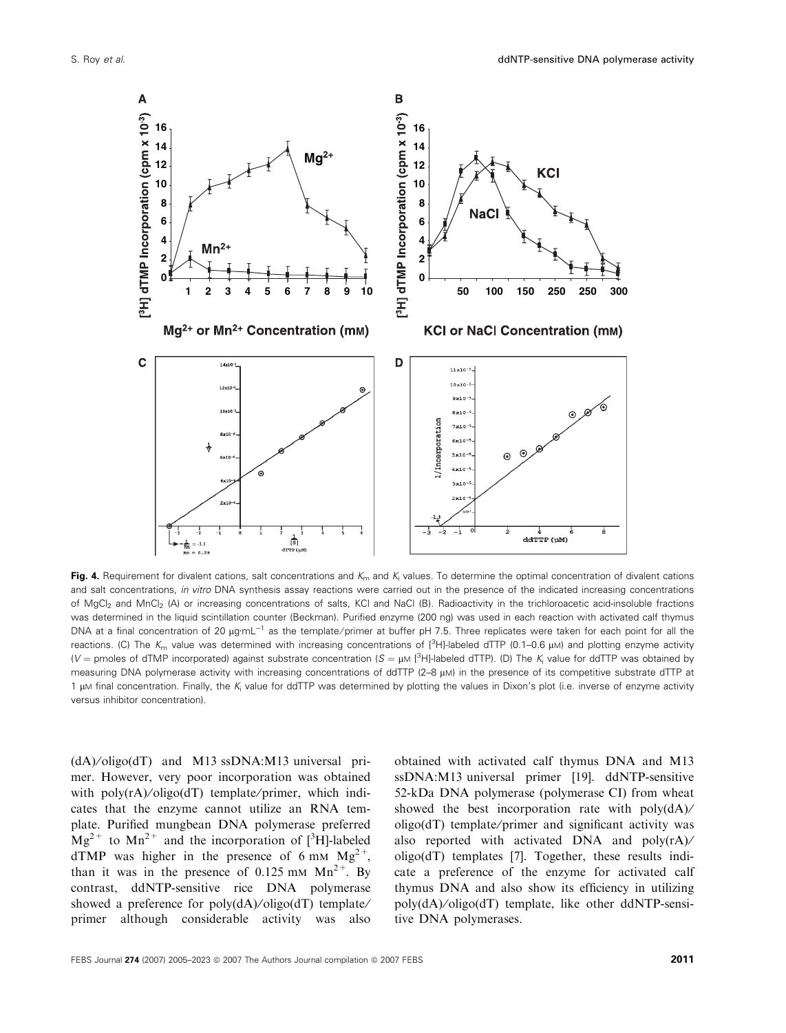**Fig. 4.** Requirement for divalent cations, salt concentrations and $K_m$ and $K_i$ values. To determine the optimal concentration of divalent cations and salt concentrations, *in vitro* DNA synthesis assay reactions were carried out in the presence of the indicated increasing concentrations of $MgCl_2$ and $MnCl_2$ (A) or increasing concentrations of salts, KCl and NaCl (B). Radioactivity in the trichloroacetic acid-insoluble fractions was determined in the liquid scintillation counter (Beckman). Purified enzyme (200 ng) was used in each reaction with activated calf thymus DNA at a final concentration of 20 μg·mL$^{-1}$ as the template/primer at buffer pH 7.5. Three replicates were taken for each point for all the reactions. (C) The $K_m$ value was determined with increasing concentrations of [$^3$H]-labeled dTTP (0.1–0.6 μM) and plotting enzyme activity ($V$ = pmoles of dTMP incorporated) against substrate concentration ($S$ = μM [$^3$H]-labeled dTTP). (D) The $K_i$ value for ddTTP was obtained by measuring DNA polymerase activity with increasing concentrations of ddTTP (2–8 μM) in the presence of its competitive substrate dTTP at 1 μM final concentration. Finally, the $K_i$ value for ddTTP was determined by plotting the values in Dixon's plot (i.e. inverse of enzyme activity versus inhibitor concentration).

(dA)/oligo(dT) and M13 ssDNA:M13 universal primer. However, very poor incorporation was obtained with poly(rA)/oligo(dT) template/primer, which indicates that the enzyme cannot utilize an RNA template. Purified mungbean DNA polymerase preferred $Mg^{2+}$ to $Mn^{2+}$ and the incorporation of [$^3$H]-labeled dTMP was higher in the presence of 6 mM $Mg^{2+}$, than it was in the presence of 0.125 mM $Mn^{2+}$. By contrast, ddNTP-sensitive rice DNA polymerase showed a preference for poly(dA)/oligo(dT) template/primer although considerable activity was also obtained with activated calf thymus DNA and M13 ssDNA:M13 universal primer [19]. ddNTP-sensitive 52-kDa DNA polymerase (polymerase CI) from wheat showed the best incorporation rate with poly(dA)/oligo(dT) template/primer and significant activity was also reported with activated DNA and poly(rA)/oligo(dT) templates [7]. Together, these results indicate a preference of the enzyme for activated calf thymus DNA and also show its efficiency in utilizing poly(dA)/oligo(dT) template, like other ddNTP-sensitive DNA polymerases.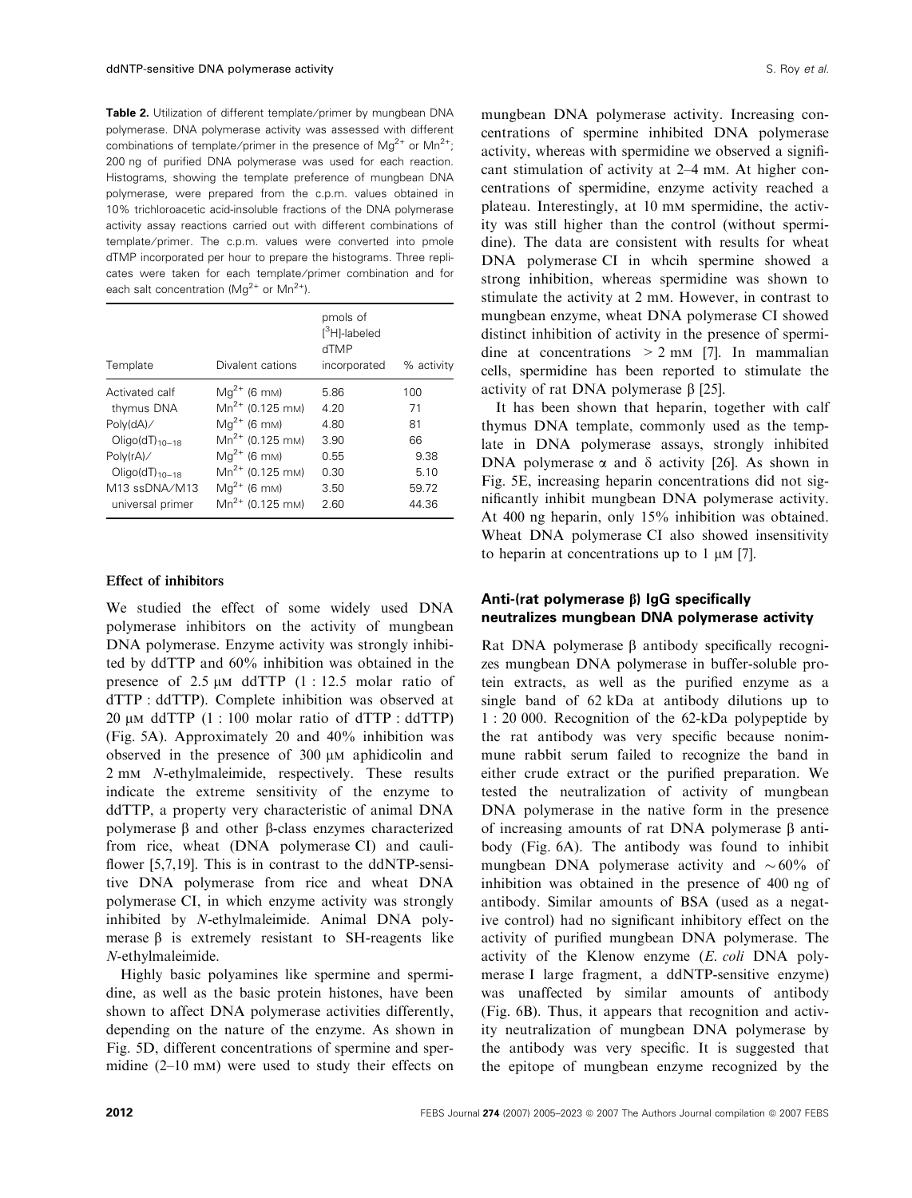**Table 2.** Utilization of different template/primer by mungbean DNA polymerase. DNA polymerase activity was assessed with different combinations of template/primer in the presence of $Mg^{2+}$ or $Mn^{2+}$; 200 ng of purified DNA polymerase was used for each reaction. Histograms, showing the template preference of mungbean DNA polymerase, were prepared from the c.p.m. values obtained in 10% trichloroacetic acid-insoluble fractions of the DNA polymerase activity assay reactions carried out with different combinations of template/primer. The c.p.m. values were converted into pmole dTMP incorporated per hour to prepare the histograms. Three replicates were taken for each template/primer combination and for each salt concentration ($Mg^{2+}$ or $Mn^{2+}$).

| Template | Divalent cations | pmols of [$^{3}$H]-labeled dTMP incorporated | % activity |
|---|---|---|---|
| Activated calf thymus DNA | $Mg^{2+}$ (6 mM) | 5.86 | 100 |
| | $Mn^{2+}$ (0.125 mM) | 4.20 | 71 |
| Poly(dA)/ Oligo$(dT)_{10-18}$ | $Mg^{2+}$ (6 mM) | 4.80 | 81 |
| | $Mn^{2+}$ (0.125 mM) | 3.90 | 66 |
| Poly(rA)/ Oligo$(dT)_{10-18}$ | $Mg^{2+}$ (6 mM) | 0.55 | 9.38 |
| | $Mn^{2+}$ (0.125 mM) | 0.30 | 5.10 |
| M13 ssDNA/M13 universal primer | $Mg^{2+}$ (6 mM) | 3.50 | 59.72 |
| | $Mn^{2+}$ (0.125 mM) | 2.60 | 44.36 |

### Effect of inhibitors

We studied the effect of some widely used DNA polymerase inhibitors on the activity of mungbean DNA polymerase. Enzyme activity was strongly inhibited by ddTTP and 60% inhibition was obtained in the presence of 2.5 μM ddTTP (1 : 12.5 molar ratio of dTTP : ddTTP). Complete inhibition was observed at 20 μM ddTTP (1 : 100 molar ratio of dTTP : ddTTP) (Fig. 5A). Approximately 20 and 40% inhibition was observed in the presence of 300 μM aphidicolin and 2 mM *N*-ethylmaleimide, respectively. These results indicate the extreme sensitivity of the enzyme to ddTTP, a property very characteristic of animal DNA polymerase β and other β-class enzymes characterized from rice, wheat (DNA polymerase CI) and cauliflower [5,7,19]. This is in contrast to the ddNTP-sensitive DNA polymerase from rice and wheat DNA polymerase CI, in which enzyme activity was strongly inhibited by *N*-ethylmaleimide. Animal DNA polymerase β is extremely resistant to SH-reagents like *N*-ethylmaleimide.

Highly basic polyamines like spermine and spermidine, as well as the basic protein histones, have been shown to affect DNA polymerase activities differently, depending on the nature of the enzyme. As shown in Fig. 5D, different concentrations of spermine and spermidine (2–10 mM) were used to study their effects on mungbean DNA polymerase activity. Increasing concentrations of spermine inhibited DNA polymerase activity, whereas with spermidine we observed a significant stimulation of activity at 2–4 mM. At higher concentrations of spermidine, enzyme activity reached a plateau. Interestingly, at 10 mM spermidine, the activity was still higher than the control (without spermidine). The data are consistent with results for wheat DNA polymerase CI in whcih spermine showed a strong inhibition, whereas spermidine was shown to stimulate the activity at 2 mM. However, in contrast to mungbean enzyme, wheat DNA polymerase CI showed distinct inhibition of activity in the presence of spermidine at concentrations > 2 mM [7]. In mammalian cells, spermidine has been reported to stimulate the activity of rat DNA polymerase β [25].

It has been shown that heparin, together with calf thymus DNA template, commonly used as the template in DNA polymerase assays, strongly inhibited DNA polymerase α and δ activity [26]. As shown in Fig. 5E, increasing heparin concentrations did not significantly inhibit mungbean DNA polymerase activity. At 400 ng heparin, only 15% inhibition was obtained. Wheat DNA polymerase CI also showed insensitivity to heparin at concentrations up to 1 μM [7].

### Anti-(rat polymerase β) IgG specifically neutralizes mungbean DNA polymerase activity

Rat DNA polymerase β antibody specifically recognizes mungbean DNA polymerase in buffer-soluble protein extracts, as well as the purified enzyme as a single band of 62 kDa at antibody dilutions up to 1 : 20 000. Recognition of the 62-kDa polypeptide by the rat antibody was very specific because nonimmune rabbit serum failed to recognize the band in either crude extract or the purified preparation. We tested the neutralization of activity of mungbean DNA polymerase in the native form in the presence of increasing amounts of rat DNA polymerase β antibody (Fig. 6A). The antibody was found to inhibit mungbean DNA polymerase activity and ∼60% of inhibition was obtained in the presence of 400 ng of antibody. Similar amounts of BSA (used as a negative control) had no significant inhibitory effect on the activity of purified mungbean DNA polymerase. The activity of the Klenow enzyme (*E. coli* DNA polymerase I large fragment, a ddNTP-sensitive enzyme) was unaffected by similar amounts of antibody (Fig. 6B). Thus, it appears that recognition and activity neutralization of mungbean DNA polymerase by the antibody was very specific. It is suggested that the epitope of mungbean enzyme recognized by the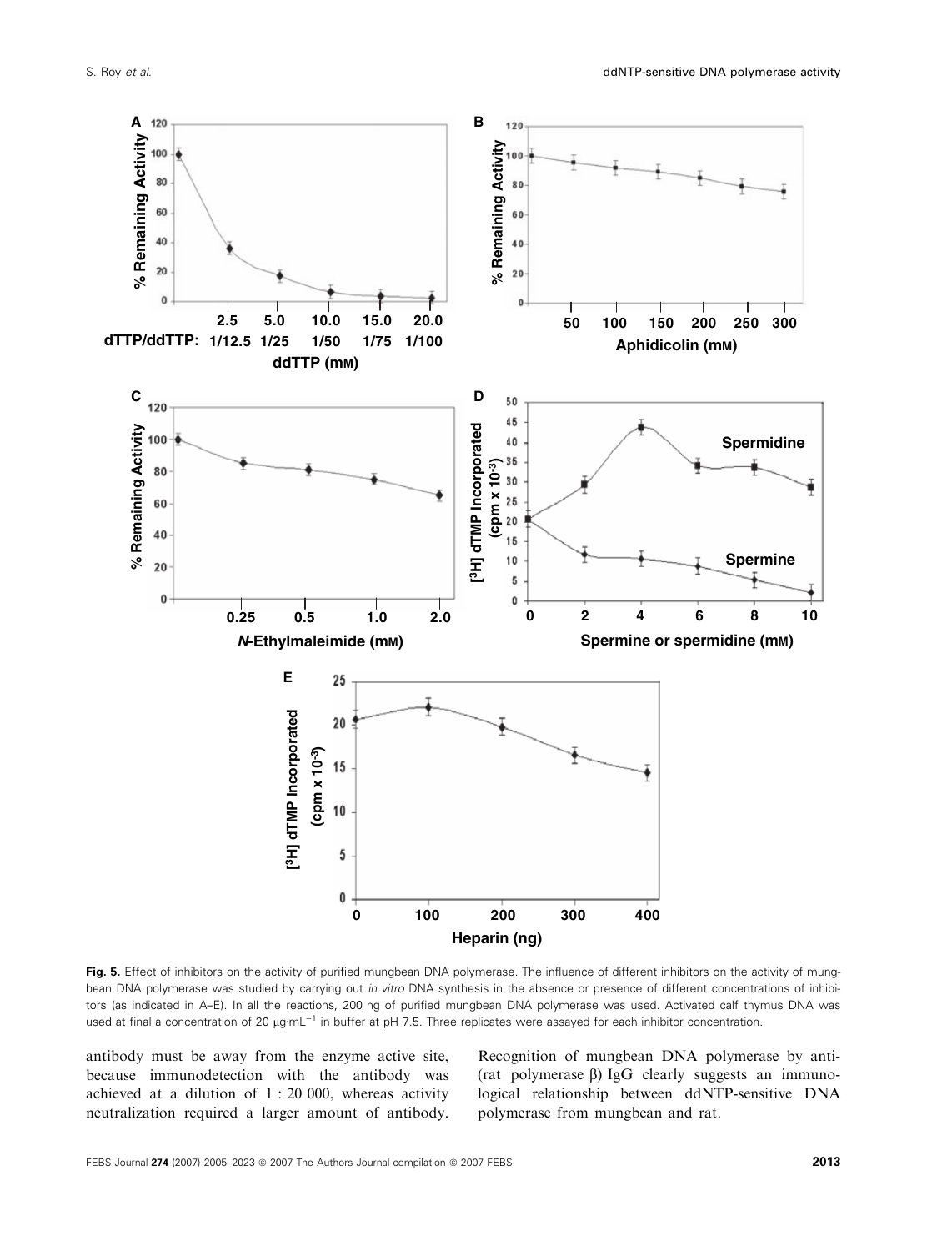**Fig. 5.** Effect of inhibitors on the activity of purified mungbean DNA polymerase. The influence of different inhibitors on the activity of mungbean DNA polymerase was studied by carrying out *in vitro* DNA synthesis in the absence or presence of different concentrations of inhibitors (as indicated in A–E). In all the reactions, 200 ng of purified mungbean DNA polymerase was used. Activated calf thymus DNA was used at final a concentration of 20 μg·mL$^{-1}$ in buffer at pH 7.5. Three replicates were assayed for each inhibitor concentration.

antibody must be away from the enzyme active site, because immunodetection with the antibody was achieved at a dilution of 1 : 20 000, whereas activity neutralization required a larger amount of antibody. Recognition of mungbean DNA polymerase by anti-(rat polymerase β) IgG clearly suggests an immunological relationship between ddNTP-sensitive DNA polymerase from mungbean and rat.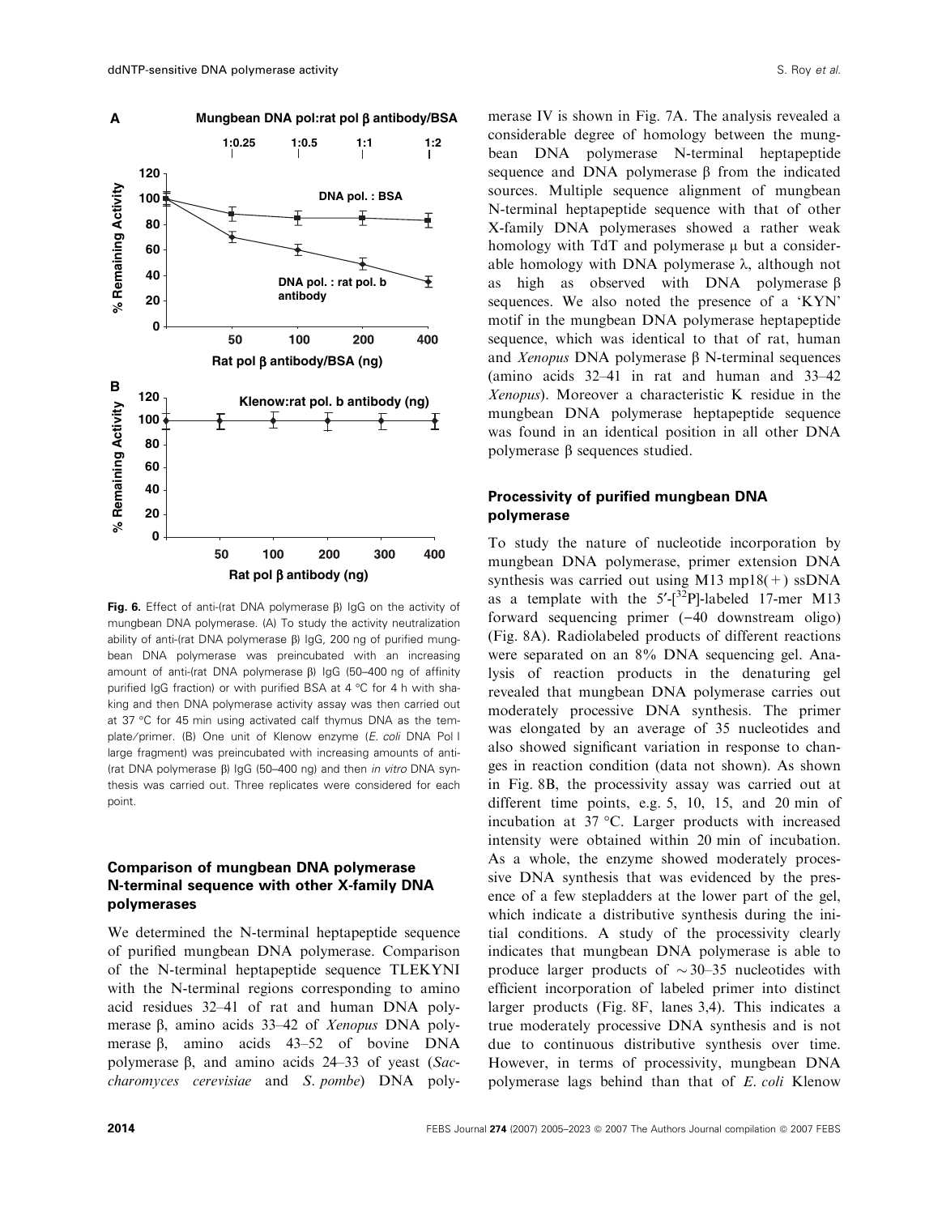**Fig. 6.** Effect of anti-(rat DNA polymerase β) IgG on the activity of mungbean DNA polymerase. (A) To study the activity neutralization ability of anti-(rat DNA polymerase β) IgG, 200 ng of purified mungbean DNA polymerase was preincubated with an increasing amount of anti-(rat DNA polymerase β) IgG (50–400 ng of affinity purified IgG fraction) or with purified BSA at 4 °C for 4 h with shaking and then DNA polymerase activity assay was then carried out at 37 °C for 45 min using activated calf thymus DNA as the template/primer. (B) One unit of Klenow enzyme (*E. coli* DNA Pol I large fragment) was preincubated with increasing amounts of anti-(rat DNA polymerase β) IgG (50–400 ng) and then *in vitro* DNA synthesis was carried out. Three replicates were considered for each point.

### Comparison of mungbean DNA polymerase N-terminal sequence with other X-family DNA polymerases

We determined the N-terminal heptapeptide sequence of purified mungbean DNA polymerase. Comparison of the N-terminal heptapeptide sequence TLEKYNI with the N-terminal regions corresponding to amino acid residues 32–41 of rat and human DNA polymerase β, amino acids 33–42 of *Xenopus* DNA polymerase β, amino acids 43–52 of bovine DNA polymerase β, and amino acids 24–33 of yeast (*Saccharomyces cerevisiae* and *S. pombe*) DNA polymerase IV is shown in Fig. 7A. The analysis revealed a considerable degree of homology between the mungbean DNA polymerase N-terminal heptapeptide sequence and DNA polymerase β from the indicated sources. Multiple sequence alignment of mungbean N-terminal heptapeptide sequence with that of other X-family DNA polymerases showed a rather weak homology with TdT and polymerase μ but a considerable homology with DNA polymerase λ, although not as high as observed with DNA polymerase β sequences. We also noted the presence of a 'KYN' motif in the mungbean DNA polymerase heptapeptide sequence, which was identical to that of rat, human and *Xenopus* DNA polymerase β N-terminal sequences (amino acids 32–41 in rat and human and 33–42 *Xenopus*). Moreover a characteristic K residue in the mungbean DNA polymerase heptapeptide sequence was found in an identical position in all other DNA polymerase β sequences studied.

### Processivity of purified mungbean DNA polymerase

To study the nature of nucleotide incorporation by mungbean DNA polymerase, primer extension DNA synthesis was carried out using M13 mp18(+) ssDNA as a template with the 5′-[$^{32}$P]-labeled 17-mer M13 forward sequencing primer (−40 downstream oligo) (Fig. 8A). Radiolabeled products of different reactions were separated on an 8% DNA sequencing gel. Analysis of reaction products in the denaturing gel revealed that mungbean DNA polymerase carries out moderately processive DNA synthesis. The primer was elongated by an average of 35 nucleotides and also showed significant variation in response to changes in reaction condition (data not shown). As shown in Fig. 8B, the processivity assay was carried out at different time points, e.g. 5, 10, 15, and 20 min of incubation at 37 °C. Larger products with increased intensity were obtained within 20 min of incubation. As a whole, the enzyme showed moderately processive DNA synthesis that was evidenced by the presence of a few stepladders at the lower part of the gel, which indicate a distributive synthesis during the initial conditions. A study of the processivity clearly indicates that mungbean DNA polymerase is able to produce larger products of ~30–35 nucleotides with efficient incorporation of labeled primer into distinct larger products (Fig. 8F, lanes 3,4). This indicates a true moderately processive DNA synthesis and is not due to continuous distributive synthesis over time. However, in terms of processivity, mungbean DNA polymerase lags behind than that of *E. coli* Klenow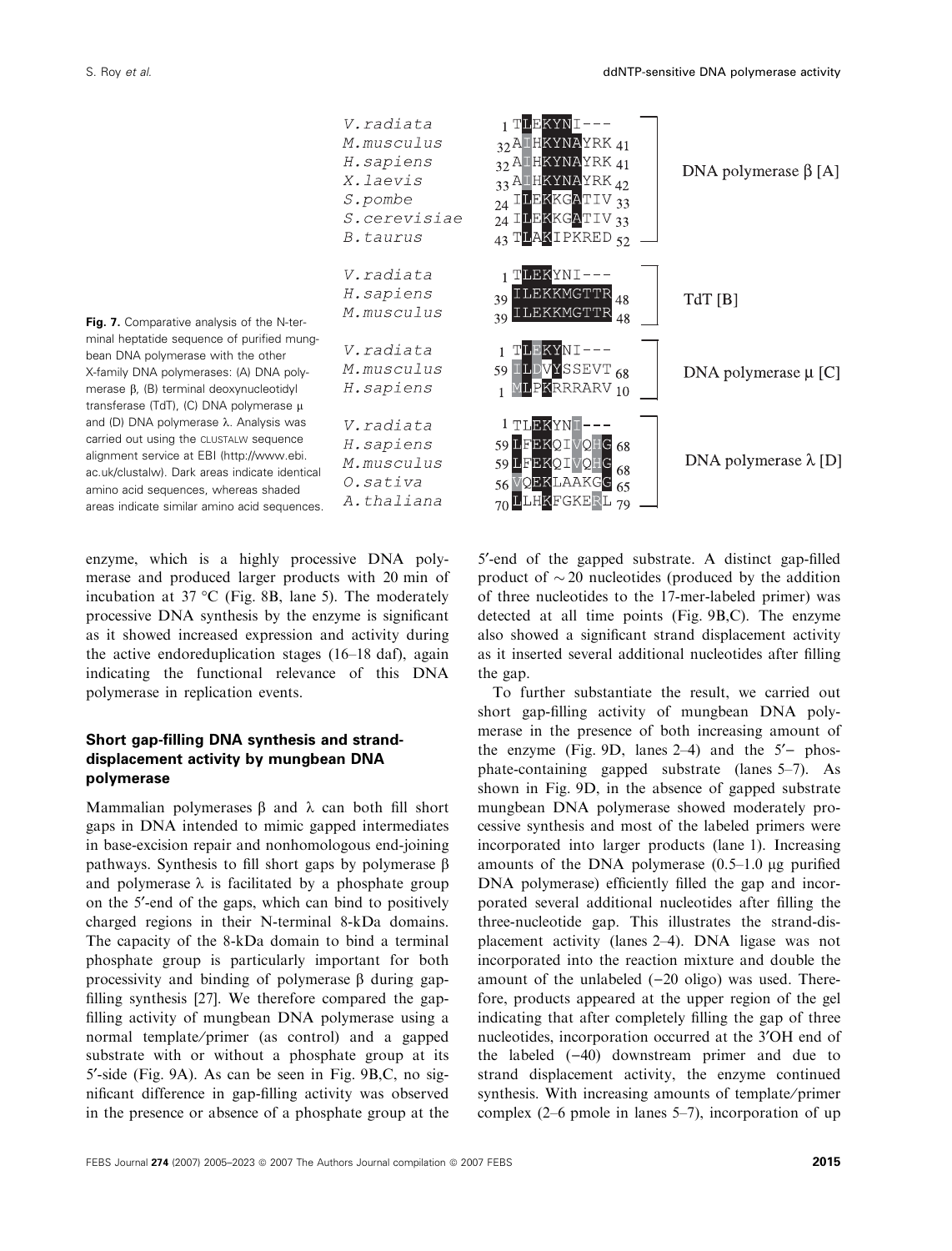| | | |
|---|---|---|
| V.radiata | 1 TLEKYNI--- | DNA polymerase β [A] |
| M.musculus | 32 AIHKYNAYRK 41 | |
| H.sapiens | 32 AIHKYNAYRK 41 | |
| X.laevis | 33 AIHKYNAYRK 42 | |
| S.pombe | 24 ILEKKGATIV 33 | |
| S.cerevisiae | 24 ILEKKGATIV 33 | |
| B.taurus | 43 TLAKIPKRED 52 | |
| V.radiata | 1 TLEKYNI--- | TdT [B] |
| H.sapiens | 39 ILEKKMGTTR 48 | |
| M.musculus | 39 ILEKKMGTTR 48 | |
| V.radiata | 1 TLEKYNI--- | DNA polymerase μ [C] |
| M.musculus | 59 ILDVYSSEVT 68 | |
| H.sapiens | 1 MLPKRRRARV 10 | |
| V.radiata | 1 TLEKYNI--- | DNA polymerase λ [D] |
| H.sapiens | 59 LFEKQIVQHG 68 | |
| M.musculus | 59 LFEKQIVQHG 68 | |
| O.sativa | 56 VQEKLAAKGG 65 | |
| A.thaliana | 70 LLHKFGKERL 79 | |

**Fig. 7.** Comparative analysis of the N-terminal heptatide sequence of purified mungbean DNA polymerase with the other X-family DNA polymerases: (A) DNA polymerase β, (B) terminal deoxynucleotidyl transferase (TdT), (C) DNA polymerase μ and (D) DNA polymerase λ. Analysis was carried out using the CLUSTALW sequence alignment service at EBI (http://www.ebi.ac.uk/clustalw). Dark areas indicate identical amino acid sequences, whereas shaded areas indicate similar amino acid sequences.

enzyme, which is a highly processive DNA polymerase and produced larger products with 20 min of incubation at 37 °C (Fig. 8B, lane 5). The moderately processive DNA synthesis by the enzyme is significant as it showed increased expression and activity during the active endoreduplication stages (16–18 daf), again indicating the functional relevance of this DNA polymerase in replication events.

### Short gap-filling DNA synthesis and strand-displacement activity by mungbean DNA polymerase

Mammalian polymerases β and λ can both fill short gaps in DNA intended to mimic gapped intermediates in base-excision repair and nonhomologous end-joining pathways. Synthesis to fill short gaps by polymerase β and polymerase λ is facilitated by a phosphate group on the 5′-end of the gaps, which can bind to positively charged regions in their N-terminal 8-kDa domains. The capacity of the 8-kDa domain to bind a terminal phosphate group is particularly important for both processivity and binding of polymerase β during gap-filling synthesis [27]. We therefore compared the gap-filling activity of mungbean DNA polymerase using a normal template/primer (as control) and a gapped substrate with or without a phosphate group at its 5′-side (Fig. 9A). As can be seen in Fig. 9B,C, no significant difference in gap-filling activity was observed in the presence or absence of a phosphate group at the 5′-end of the gapped substrate. A distinct gap-filled product of ~20 nucleotides (produced by the addition of three nucleotides to the 17-mer-labeled primer) was detected at all time points (Fig. 9B,C). The enzyme also showed a significant strand displacement activity as it inserted several additional nucleotides after filling the gap.

To further substantiate the result, we carried out short gap-filling activity of mungbean DNA polymerase in the presence of both increasing amount of the enzyme (Fig. 9D, lanes 2–4) and the 5′– phosphate-containing gapped substrate (lanes 5–7). As shown in Fig. 9D, in the absence of gapped substrate mungbean DNA polymerase showed moderately processive synthesis and most of the labeled primers were incorporated into larger products (lane 1). Increasing amounts of the DNA polymerase (0.5–1.0 μg purified DNA polymerase) efficiently filled the gap and incorporated several additional nucleotides after filling the three-nucleotide gap. This illustrates the strand-displacement activity (lanes 2–4). DNA ligase was not incorporated into the reaction mixture and double the amount of the unlabeled (−20 oligo) was used. Therefore, products appeared at the upper region of the gel indicating that after completely filling the gap of three nucleotides, incorporation occurred at the 3′OH end of the labeled (−40) downstream primer and due to strand displacement activity, the enzyme continued synthesis. With increasing amounts of template/primer complex (2–6 pmole in lanes 5–7), incorporation of up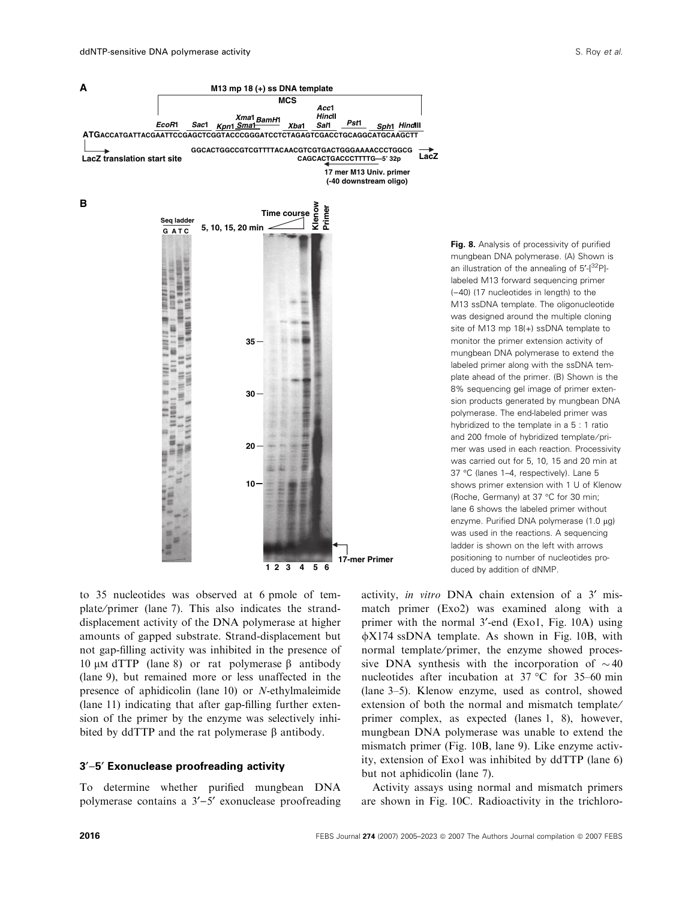**Fig. 8.** Analysis of processivity of purified mungbean DNA polymerase. (A) Shown is an illustration of the annealing of 5′-[$^{32}$P]-labeled M13 forward sequencing primer (−40) (17 nucleotides in length) to the M13 ssDNA template. The oligonucleotide was designed around the multiple cloning site of M13 mp 18(+) ssDNA template to monitor the primer extension activity of mungbean DNA polymerase to extend the labeled primer along with the ssDNA template ahead of the primer. (B) Shown is the 8% sequencing gel image of primer extension products generated by mungbean DNA polymerase. The end-labeled primer was hybridized to the template in a 5 : 1 ratio and 200 fmole of hybridized template/primer was used in each reaction. Processivity was carried out for 5, 10, 15 and 20 min at 37 °C (lanes 1–4, respectively). Lane 5 shows primer extension with 1 U of Klenow (Roche, Germany) at 37 °C for 30 min; lane 6 shows the labeled primer without enzyme. Purified DNA polymerase (1.0 μg) was used in the reactions. A sequencing ladder is shown on the left with arrows positioning to number of nucleotides produced by addition of dNMP.

to 35 nucleotides was observed at 6 pmole of template/primer (lane 7). This also indicates the strand-displacement activity of the DNA polymerase at higher amounts of gapped substrate. Strand-displacement but not gap-filling activity was inhibited in the presence of 10 μM dTTP (lane 8) or rat polymerase β antibody (lane 9), but remained more or less unaffected in the presence of aphidicolin (lane 10) or *N*-ethylmaleimide (lane 11) indicating that after gap-filling further extension of the primer by the enzyme was selectively inhibited by ddTTP and the rat polymerase β antibody.

### 3′–5′ Exonuclease proofreading activity

To determine whether purified mungbean DNA polymerase contains a 3′–5′ exonuclease proofreading activity, *in vitro* DNA chain extension of a 3′ mismatch primer (Exo2) was examined along with a primer with the normal 3′-end (Exo1, Fig. 10A) using ϕX174 ssDNA template. As shown in Fig. 10B, with normal template/primer, the enzyme showed processive DNA synthesis with the incorporation of ∼40 nucleotides after incubation at 37 °C for 35–60 min (lane 3–5). Klenow enzyme, used as control, showed extension of both the normal and mismatch template/primer complex, as expected (lanes 1, 8), however, mungbean DNA polymerase was unable to extend the mismatch primer (Fig. 10B, lane 9). Like enzyme activity, extension of Exo1 was inhibited by ddTTP (lane 6) but not aphidicolin (lane 7).

Activity assays using normal and mismatch primers are shown in Fig. 10C. Radioactivity in the trichloro-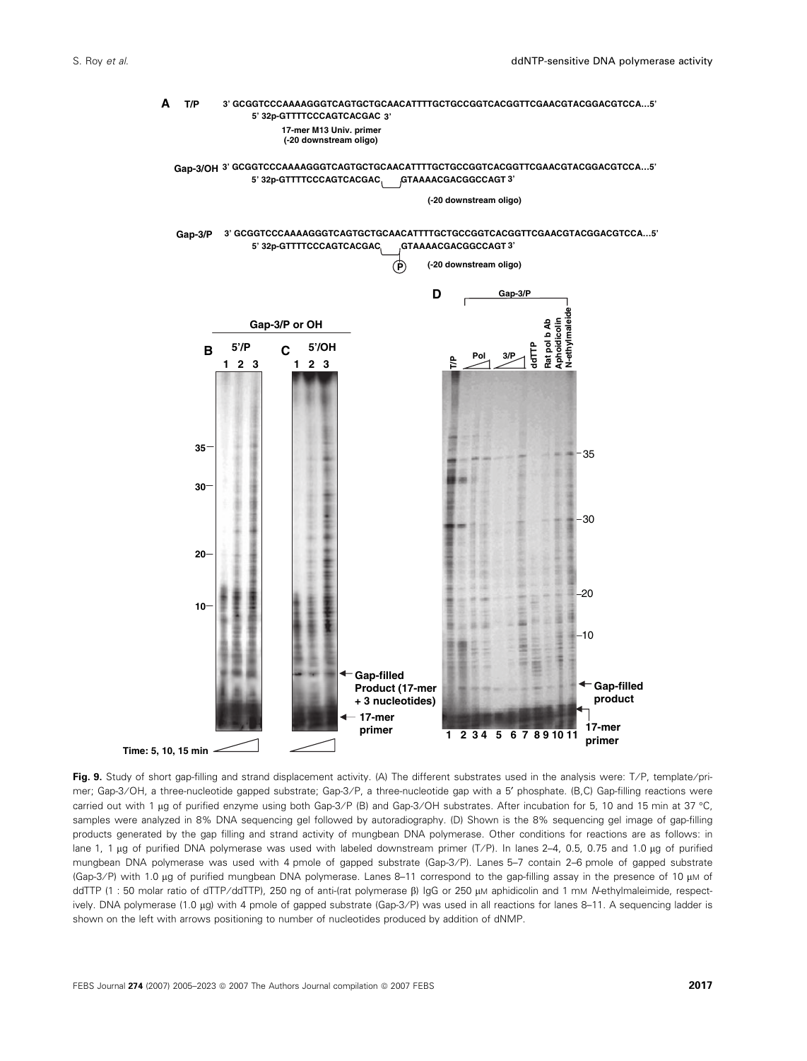**Fig. 9.** Study of short gap-filling and strand displacement activity. (A) The different substrates used in the analysis were: T/P, template/primer; Gap-3/OH, a three-nucleotide gapped substrate; Gap-3/P, a three-nucleotide gap with a 5′ phosphate. (B,C) Gap-filling reactions were carried out with 1 µg of purified enzyme using both Gap-3/P (B) and Gap-3/OH substrates. After incubation for 5, 10 and 15 min at 37 °C, samples were analyzed in 8% DNA sequencing gel followed by autoradiography. (D) Shown is the 8% sequencing gel image of gap-filling products generated by the gap filling and strand activity of mungbean DNA polymerase. Other conditions for reactions are as follows: in lane 1, 1 µg of purified DNA polymerase was used with labeled downstream primer (T/P). In lanes 2–4, 0.5, 0.75 and 1.0 µg of purified mungbean DNA polymerase was used with 4 pmole of gapped substrate (Gap-3/P). Lanes 5–7 contain 2–6 pmole of gapped substrate (Gap-3/P) with 1.0 µg of purified mungbean DNA polymerase. Lanes 8–11 correspond to the gap-filling assay in the presence of 10 µM of ddTTP (1 : 50 molar ratio of dTTP/ddTTP), 250 ng of anti-(rat polymerase β) IgG or 250 µM aphidicolin and 1 mM *N*-ethylmaleimide, respectively. DNA polymerase (1.0 µg) with 4 pmole of gapped substrate (Gap-3/P) was used in all reactions for lanes 8–11. A sequencing ladder is shown on the left with arrows positioning to number of nucleotides produced by addition of dNMP.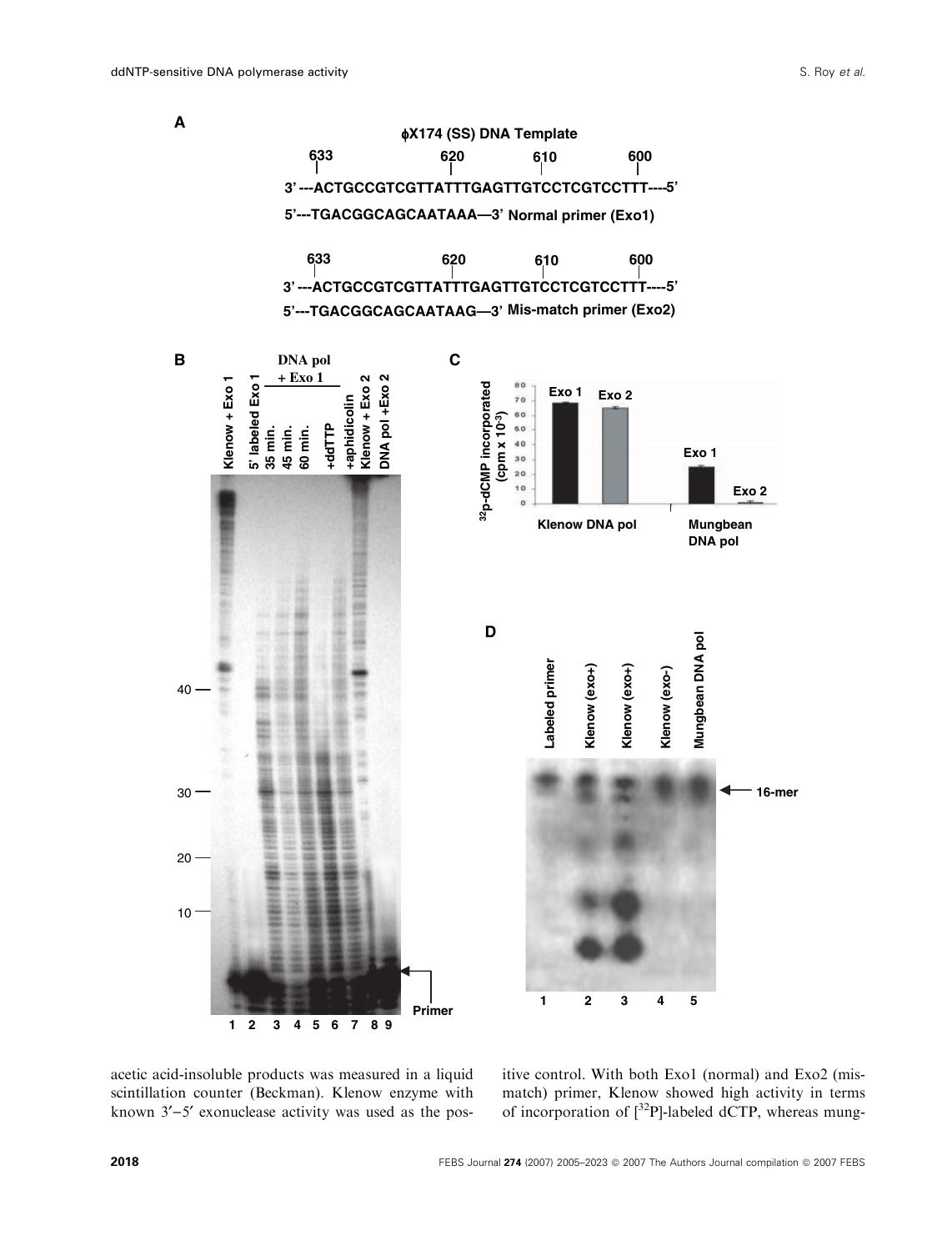**A**

ϕX174 (SS) DNA Template

```
   633            620      610         600
3'---ACTGCCGTCGTTATTTGAGTTGTCCTCGTCCTTT----5'
5'---TGACGGCAGCAATAAA—3' Normal primer (Exo1)

   633            620      610         600
3'---ACTGCCGTCGTTATTTGAGTTGTCCTCGTCCTTT----5'
5'---TGACGGCAGCAATAAG—3' Mis-match primer (Exo2)
```

**B** Lanes: 1 Klenow + Exo 1; 2 5′ labeled Exo 1; 3–5 DNA pol + Exo 1 (35 min., 45 min., 60 min.); 6 +ddTTP; 7 +aphidicolin; 8 Klenow + Exo 2; 9 DNA pol + Exo 2. Markers: 40, 30, 20, 10. Primer.

**C** $^{32}$p-dCMP incorporated (cpm x $10^{-3}$); Exo 1, Exo 2; Klenow DNA pol; Mungbean DNA pol.

**D** Lanes: 1 Labeled primer; 2 Klenow (exo+); 3 Klenow (exo+); 4 Klenow (exo-); 5 Mungbean DNA pol. 16-mer.

acetic acid-insoluble products was measured in a liquid scintillation counter (Beckman). Klenow enzyme with known 3′–5′ exonuclease activity was used as the positive control. With both Exo1 (normal) and Exo2 (mismatch) primer, Klenow showed high activity in terms of incorporation of [$^{32}$P]-labeled dCTP, whereas mung-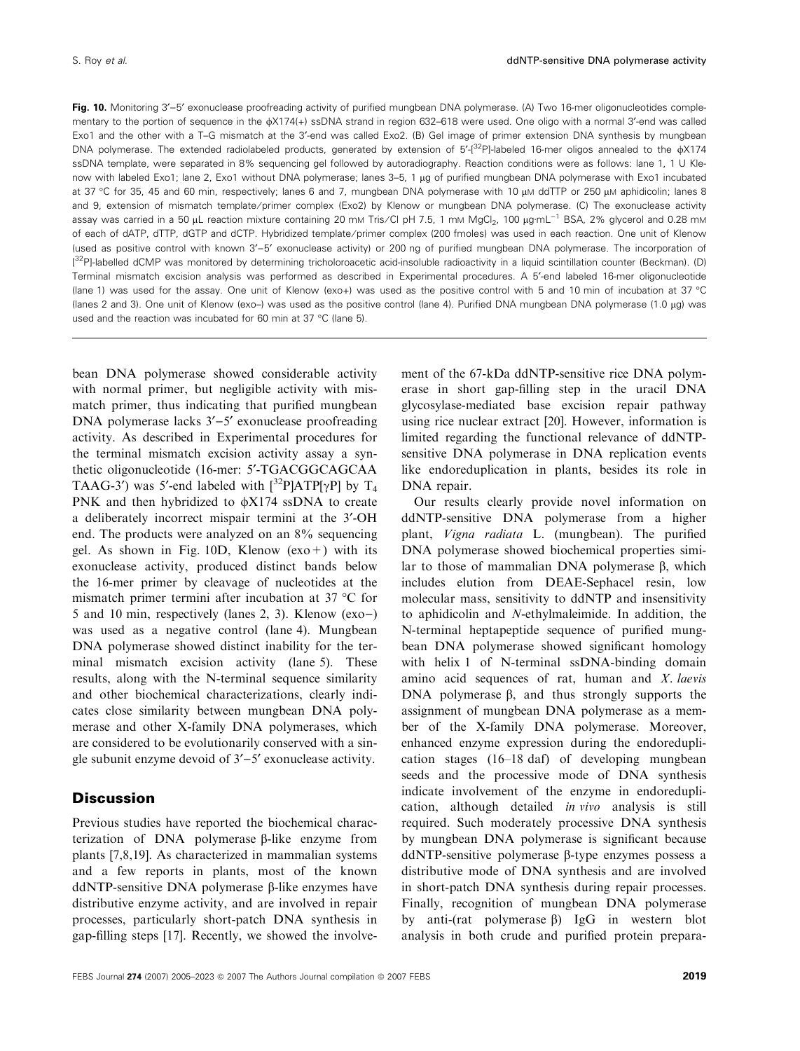**Fig. 10.** Monitoring 3′–5′ exonuclease proofreading activity of purified mungbean DNA polymerase. (A) Two 16-mer oligonucleotides complementary to the portion of sequence in the ϕX174(+) ssDNA strand in region 632–618 were used. One oligo with a normal 3′-end was called Exo1 and the other with a T–G mismatch at the 3′-end was called Exo2. (B) Gel image of primer extension DNA synthesis by mungbean DNA polymerase. The extended radiolabeled products, generated by extension of 5′-[$^{32}$P]-labeled 16-mer oligos annealed to the ϕX174 ssDNA template, were separated in 8% sequencing gel followed by autoradiography. Reaction conditions were as follows: lane 1, 1 U Klenow with labeled Exo1; lane 2, Exo1 without DNA polymerase; lanes 3–5, 1 μg of purified mungbean DNA polymerase with Exo1 incubated at 37 °C for 35, 45 and 60 min, respectively; lanes 6 and 7, mungbean DNA polymerase with 10 μM ddTTP or 250 μM aphidicolin; lanes 8 and 9, extension of mismatch template/primer complex (Exo2) by Klenow or mungbean DNA polymerase. (C) The exonuclease activity assay was carried in a 50 μL reaction mixture containing 20 mM Tris/Cl pH 7.5, 1 mM $MgCl_2$, 100 μg·mL$^{-1}$ BSA, 2% glycerol and 0.28 mM of each of dATP, dTTP, dGTP and dCTP. Hybridized template/primer complex (200 fmoles) was used in each reaction. One unit of Klenow (used as positive control with known 3′–5′ exonuclease activity) or 200 ng of purified mungbean DNA polymerase. The incorporation of [$^{32}$P]-labelled dCMP was monitored by determining tricholoroacetic acid-insoluble radioactivity in a liquid scintillation counter (Beckman). (D) Terminal mismatch excision analysis was performed as described in Experimental procedures. A 5′-end labeled 16-mer oligonucleotide (lane 1) was used for the assay. One unit of Klenow (exo+) was used as the positive control with 5 and 10 min of incubation at 37 °C (lanes 2 and 3). One unit of Klenow (exo–) was used as the positive control (lane 4). Purified DNA mungbean DNA polymerase (1.0 μg) was used and the reaction was incubated for 60 min at 37 °C (lane 5).

bean DNA polymerase showed considerable activity with normal primer, but negligible activity with mismatch primer, thus indicating that purified mungbean DNA polymerase lacks 3′–5′ exonuclease proofreading activity. As described in Experimental procedures for the terminal mismatch excision activity assay a synthetic oligonucleotide (16-mer: 5′-TGACGGCAGCAA TAAG-3′) was 5′-end labeled with [$^{32}$P]ATP[γP] by $T_4$ PNK and then hybridized to ϕX174 ssDNA to create a deliberately incorrect mispair termini at the 3′-OH end. The products were analyzed on an 8% sequencing gel. As shown in Fig. 10D, Klenow (exo+) with its exonuclease activity, produced distinct bands below the 16-mer primer by cleavage of nucleotides at the mismatch primer termini after incubation at 37 °C for 5 and 10 min, respectively (lanes 2, 3). Klenow (exo–) was used as a negative control (lane 4). Mungbean DNA polymerase showed distinct inability for the terminal mismatch excision activity (lane 5). These results, along with the N-terminal sequence similarity and other biochemical characterizations, clearly indicates close similarity between mungbean DNA polymerase and other X-family DNA polymerases, which are considered to be evolutionarily conserved with a single subunit enzyme devoid of 3′–5′ exonuclease activity.

## Discussion

Previous studies have reported the biochemical characterization of DNA polymerase β-like enzyme from plants [7,8,19]. As characterized in mammalian systems and a few reports in plants, most of the known ddNTP-sensitive DNA polymerase β-like enzymes have distributive enzyme activity, and are involved in repair processes, particularly short-patch DNA synthesis in gap-filling steps [17]. Recently, we showed the involvement of the 67-kDa ddNTP-sensitive rice DNA polymerase in short gap-filling step in the uracil DNA glycosylase-mediated base excision repair pathway using rice nuclear extract [20]. However, information is limited regarding the functional relevance of ddNTP-sensitive DNA polymerase in DNA replication events like endoreduplication in plants, besides its role in DNA repair.

Our results clearly provide novel information on ddNTP-sensitive DNA polymerase from a higher plant, *Vigna radiata* L. (mungbean). The purified DNA polymerase showed biochemical properties similar to those of mammalian DNA polymerase β, which includes elution from DEAE-Sephacel resin, low molecular mass, sensitivity to ddNTP and insensitivity to aphidicolin and *N*-ethylmaleimide. In addition, the N-terminal heptapeptide sequence of purified mungbean DNA polymerase showed significant homology with helix 1 of N-terminal ssDNA-binding domain amino acid sequences of rat, human and *X. laevis* DNA polymerase β, and thus strongly supports the assignment of mungbean DNA polymerase as a member of the X-family DNA polymerase. Moreover, enhanced enzyme expression during the endoreduplication stages (16–18 daf) of developing mungbean seeds and the processive mode of DNA synthesis indicate involvement of the enzyme in endoreduplication, although detailed *in vivo* analysis is still required. Such moderately processive DNA synthesis by mungbean DNA polymerase is significant because ddNTP-sensitive polymerase β-type enzymes possess a distributive mode of DNA synthesis and are involved in short-patch DNA synthesis during repair processes. Finally, recognition of mungbean DNA polymerase by anti-(rat polymerase β) IgG in western blot analysis in both crude and purified protein prepara-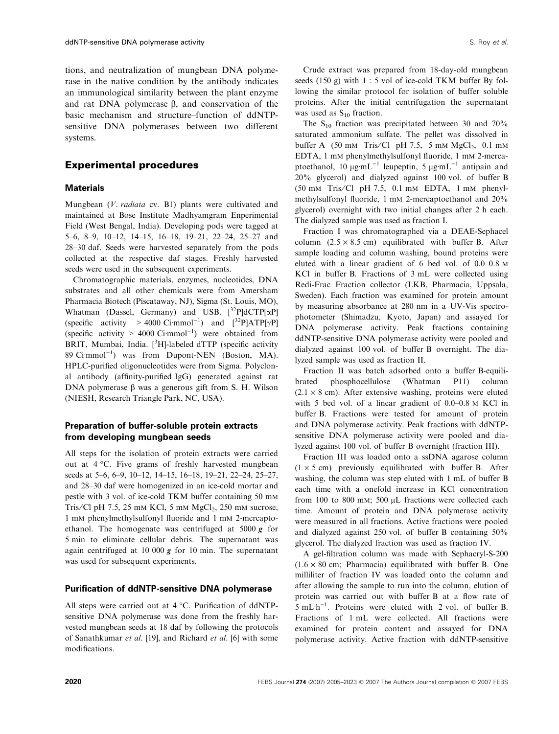tions, and neutralization of mungbean DNA polymerase in the native condition by the antibody indicates an immunological similarity between the plant enzyme and rat DNA polymerase β, and conservation of the basic mechanism and structure–function of ddNTP-sensitive DNA polymerases between two different systems.

## Experimental procedures

### Materials

Mungbean (*V. radiata* cv. B1) plants were cultivated and maintained at Bose Institute Madhyamgram Enperimental Field (West Bengal, India). Developing pods were tagged at 5–6, 8–9, 10–12, 14–15, 16–18, 19–21, 22–24, 25–27 and 28–30 daf. Seeds were harvested separately from the pods collected at the respective daf stages. Freshly harvested seeds were used in the subsequent experiments.

Chromatographic materials, enzymes, nucleotides, DNA substrates and all other chemicals were from Amersham Pharmacia Biotech (Piscataway, NJ), Sigma (St. Louis, MO), Whatman (Dassel, Germany) and USB. [$^{32}$P]dCTP[αP] (specific activity > 4000 Ci·mmol$^{-1}$) and [$^{32}$P]ATP[γP] (specific activity > 4000 Ci·mmol$^{-1}$) were obtained from BRIT, Mumbai, India. [$^{3}$H]-labeled dTTP (specific activity 89 Ci·mmol$^{-1}$) was from Dupont-NEN (Boston, MA). HPLC-purified oligonucleotides were from Sigma. Polyclonal antibody (affinity-purified IgG) generated against rat DNA polymerase β was a generous gift from S. H. Wilson (NIESH, Research Triangle Park, NC, USA).

### Preparation of buffer-soluble protein extracts from developing mungbean seeds

All steps for the isolation of protein extracts were carried out at 4 °C. Five grams of freshly harvested mungbean seeds at 5–6, 6–9, 10–12, 14–15, 16–18, 19–21, 22–24, 25–27, and 28–30 daf were homogenized in an ice-cold mortar and pestle with 3 vol. of ice-cold TKM buffer containing 50 mM Tris/Cl pH 7.5, 25 mM KCl, 5 mM $MgCl_2$, 250 mM sucrose, 1 mM phenylmethylsulfonyl fluoride and 1 mM 2-mercaptoethanol. The homogenate was centrifuged at 5000 ***g*** for 5 min to eliminate cellular debris. The supernatant was again centrifuged at 10 000 ***g*** for 10 min. The supernatant was used for subsequent experiments.

### Purification of ddNTP-sensitive DNA polymerase

All steps were carried out at 4 °C. Purification of ddNTP-sensitive DNA polymerase was done from the freshly harvested mungbean seeds at 18 daf by following the protocols of Sanathkumar *et al.* [19], and Richard *et al.* [6] with some modifications.

Crude extract was prepared from 18-day-old mungbean seeds (150 g) with 1 : 5 vol of ice-cold TKM buffer By following the similar protocol for isolation of buffer soluble proteins. After the initial centrifugation the supernatant was used as $S_{10}$ fraction.

The $S_{10}$ fraction was precipitated between 30 and 70% saturated ammonium sulfate. The pellet was dissolved in buffer A (50 mM Tris/Cl pH 7.5, 5 mM $MgCl_2$, 0.1 mM EDTA, 1 mM phenylmethylsulfonyl fluoride, 1 mM 2-mercaptoethanol, 10 μg·mL$^{-1}$ leupeptin, 5 μg·mL$^{-1}$ antipain and 20% glycerol) and dialyzed against 100 vol. of buffer B (50 mM Tris/Cl pH 7.5, 0.1 mM EDTA, 1 mM phenylmethylsulfonyl fluoride, 1 mM 2-mercaptoethanol and 20% glycerol) overnight with two initial changes after 2 h each. The dialyzed sample was used as fraction I.

Fraction I was chromatographed via a DEAE-Sephacel column (2.5 × 8.5 cm) equilibrated with buffer B. After sample loading and column washing, bound proteins were eluted with a linear gradient of 6 bed vol. of 0.0–0.8 M KCl in buffer B. Fractions of 3 mL were collected using Redi-Frac Fraction collector (LKB, Pharmacia, Uppsala, Sweden). Each fraction was examined for protein amount by measuring absorbance at 280 nm in a UV-Vis spectrophotometer (Shimadzu, Kyoto, Japan) and assayed for DNA polymerase activity. Peak fractions containing ddNTP-sensitive DNA polymerase activity were pooled and dialyzed against 100 vol. of buffer B overnight. The dialyzed sample was used as fraction II.

Fraction II was batch adsorbed onto a buffer B-equilibrated phosphocellulose (Whatman P11) column (2.1 × 8 cm). After extensive washing, proteins were eluted with 5 bed vol. of a linear gradient of 0.0–0.8 M KCl in buffer B. Fractions were tested for amount of protein and DNA polymerase activity. Peak fractions with ddNTP-sensitive DNA polymerase activity were pooled and dialyzed against 100 vol. of buffer B overnight (fraction III).

Fraction III was loaded onto a ssDNA agarose column (1 × 5 cm) previously equilibrated with buffer B. After washing, the column was step eluted with 1 mL of buffer B each time with a onefold increase in KCl concentration from 100 to 800 mM; 500 μL fractions were collected each time. Amount of protein and DNA polymerase activity were measured in all fractions. Active fractions were pooled and dialyzed against 250 vol. of buffer B containing 50% glycerol. The dialyzed fraction was used as fraction IV.

A gel-filtration column was made with Sephacryl-S-200 (1.6 × 80 cm; Pharmacia) equilibrated with buffer B. One milliliter of fraction IV was loaded onto the column and after allowing the sample to run into the column, elution of protein was carried out with buffer B at a flow rate of 5 mL·h$^{-1}$. Proteins were eluted with 2 vol. of buffer B. Fractions of 1 mL were collected. All fractions were examined for protein content and assayed for DNA polymerase activity. Active fraction with ddNTP-sensitive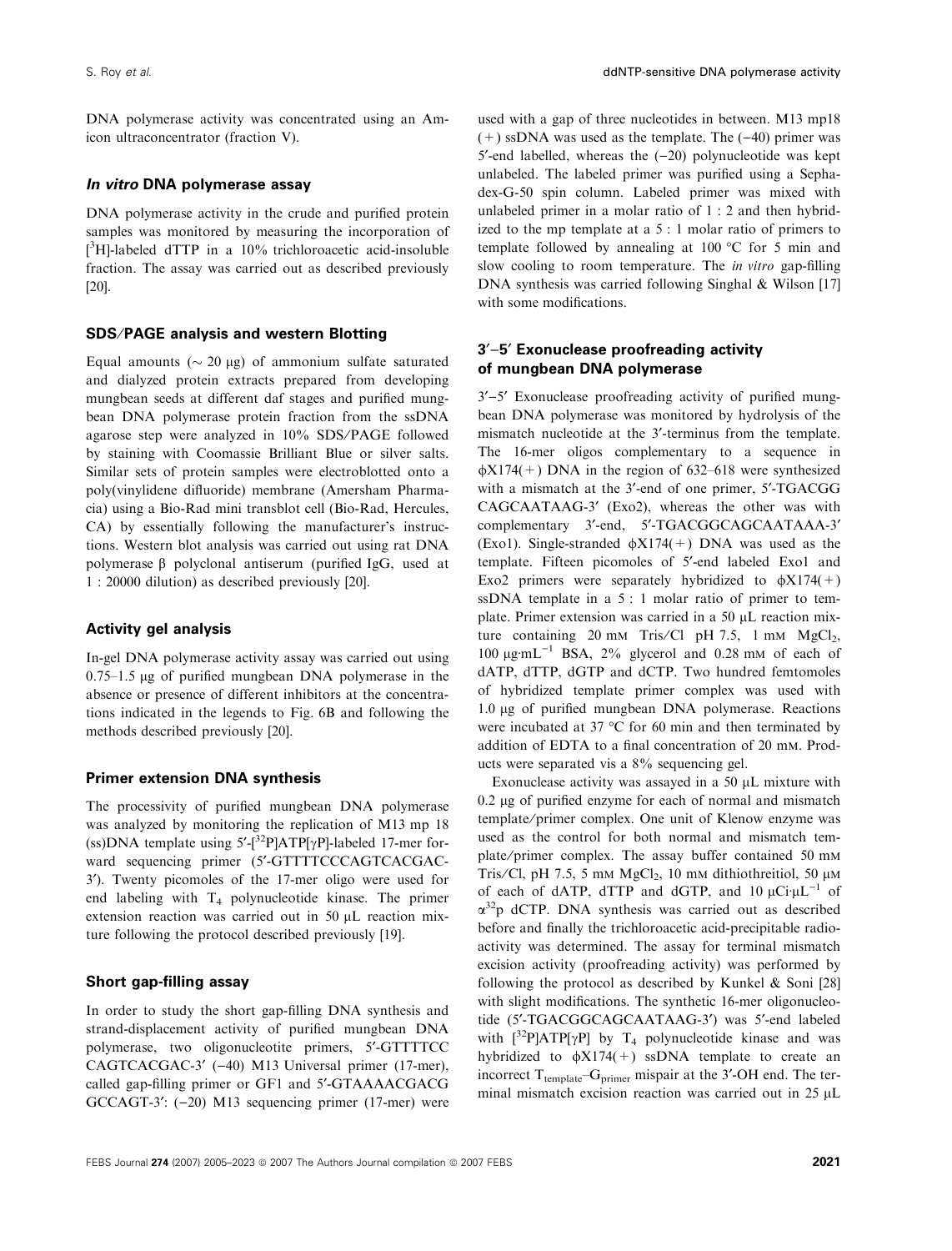DNA polymerase activity was concentrated using an Amicon ultraconcentrator (fraction V).

### *In vitro* DNA polymerase assay

DNA polymerase activity in the crude and purified protein samples was monitored by measuring the incorporation of [$^3$H]-labeled dTTP in a 10% trichloroacetic acid-insoluble fraction. The assay was carried out as described previously [20].

### SDS/PAGE analysis and western Blotting

Equal amounts (~ 20 μg) of ammonium sulfate saturated and dialyzed protein extracts prepared from developing mungbean seeds at different daf stages and purified mungbean DNA polymerase protein fraction from the ssDNA agarose step were analyzed in 10% SDS/PAGE followed by staining with Coomassie Brilliant Blue or silver salts. Similar sets of protein samples were electroblotted onto a poly(vinylidene difluoride) membrane (Amersham Pharmacia) using a Bio-Rad mini transblot cell (Bio-Rad, Hercules, CA) by essentially following the manufacturer's instructions. Western blot analysis was carried out using rat DNA polymerase β polyclonal antiserum (purified IgG, used at 1 : 20000 dilution) as described previously [20].

### Activity gel analysis

In-gel DNA polymerase activity assay was carried out using 0.75–1.5 μg of purified mungbean DNA polymerase in the absence or presence of different inhibitors at the concentrations indicated in the legends to Fig. 6B and following the methods described previously [20].

### Primer extension DNA synthesis

The processivity of purified mungbean DNA polymerase was analyzed by monitoring the replication of M13 mp 18 (ss)DNA template using 5′-[$^{32}$P]ATP[γP]-labeled 17-mer forward sequencing primer (5′-GTTTTCCCAGTCACGAC-3′). Twenty picomoles of the 17-mer oligo were used for end labeling with $T_4$ polynucleotide kinase. The primer extension reaction was carried out in 50 μL reaction mixture following the protocol described previously [19].

### Short gap-filling assay

In order to study the short gap-filling DNA synthesis and strand-displacement activity of purified mungbean DNA polymerase, two oligonucleotite primers, 5′-GTTTTCC CAGTCACGAC-3′ (−40) M13 Universal primer (17-mer), called gap-filling primer or GF1 and 5′-GTAAAACGACG GCCAGT-3′: (−20) M13 sequencing primer (17-mer) were used with a gap of three nucleotides in between. M13 mp18 (+) ssDNA was used as the template. The (−40) primer was 5′-end labelled, whereas the (−20) polynucleotide was kept unlabeled. The labeled primer was purified using a Sephadex-G-50 spin column. Labeled primer was mixed with unlabeled primer in a molar ratio of 1 : 2 and then hybridized to the mp template at a 5 : 1 molar ratio of primers to template followed by annealing at 100 °C for 5 min and slow cooling to room temperature. The *in vitro* gap-filling DNA synthesis was carried following Singhal & Wilson [17] with some modifications.

### 3′–5′ Exonuclease proofreading activity of mungbean DNA polymerase

3′–5′ Exonuclease proofreading activity of purified mungbean DNA polymerase was monitored by hydrolysis of the mismatch nucleotide at the 3′-terminus from the template. The 16-mer oligos complementary to a sequence in ϕX174(+) DNA in the region of 632–618 were synthesized with a mismatch at the 3′-end of one primer, 5′-TGACGG CAGCAATAAG-3′ (Exo2), whereas the other was with complementary 3′-end, 5′-TGACGGCAGCAATAAA-3′ (Exo1). Single-stranded ϕX174(+) DNA was used as the template. Fifteen picomoles of 5′-end labeled Exo1 and Exo2 primers were separately hybridized to ϕX174(+) ssDNA template in a 5 : 1 molar ratio of primer to template. Primer extension was carried in a 50 μL reaction mixture containing 20 mM Tris/Cl pH 7.5, 1 mM $MgCl_2$, 100 μg·mL$^{-1}$ BSA, 2% glycerol and 0.28 mM of each of dATP, dTTP, dGTP and dCTP. Two hundred femtomoles of hybridized template primer complex was used with 1.0 μg of purified mungbean DNA polymerase. Reactions were incubated at 37 °C for 60 min and then terminated by addition of EDTA to a final concentration of 20 mM. Products were separated vis a 8% sequencing gel.

Exonuclease activity was assayed in a 50 μL mixture with 0.2 μg of purified enzyme for each of normal and mismatch template/primer complex. One unit of Klenow enzyme was used as the control for both normal and mismatch template/primer complex. The assay buffer contained 50 mM Tris/Cl, pH 7.5, 5 mM $MgCl_2$, 10 mM dithiothreitiol, 50 μM of each of dATP, dTTP and dGTP, and 10 μCi·μL$^{-1}$ of $\alpha^{32}$p dCTP. DNA synthesis was carried out as described before and finally the trichloroacetic acid-precipitable radioactivity was determined. The assay for terminal mismatch excision activity (proofreading activity) was performed by following the protocol as described by Kunkel & Soni [28] with slight modifications. The synthetic 16-mer oligonucleotide (5′-TGACGGCAGCAATAAG-3′) was 5′-end labeled with [$^{32}$P]ATP[γP] by $T_4$ polynucleotide kinase and was hybridized to ϕX174(+) ssDNA template to create an incorrect $T_{template}$–$G_{primer}$ mispair at the 3′-OH end. The terminal mismatch excision reaction was carried out in 25 μL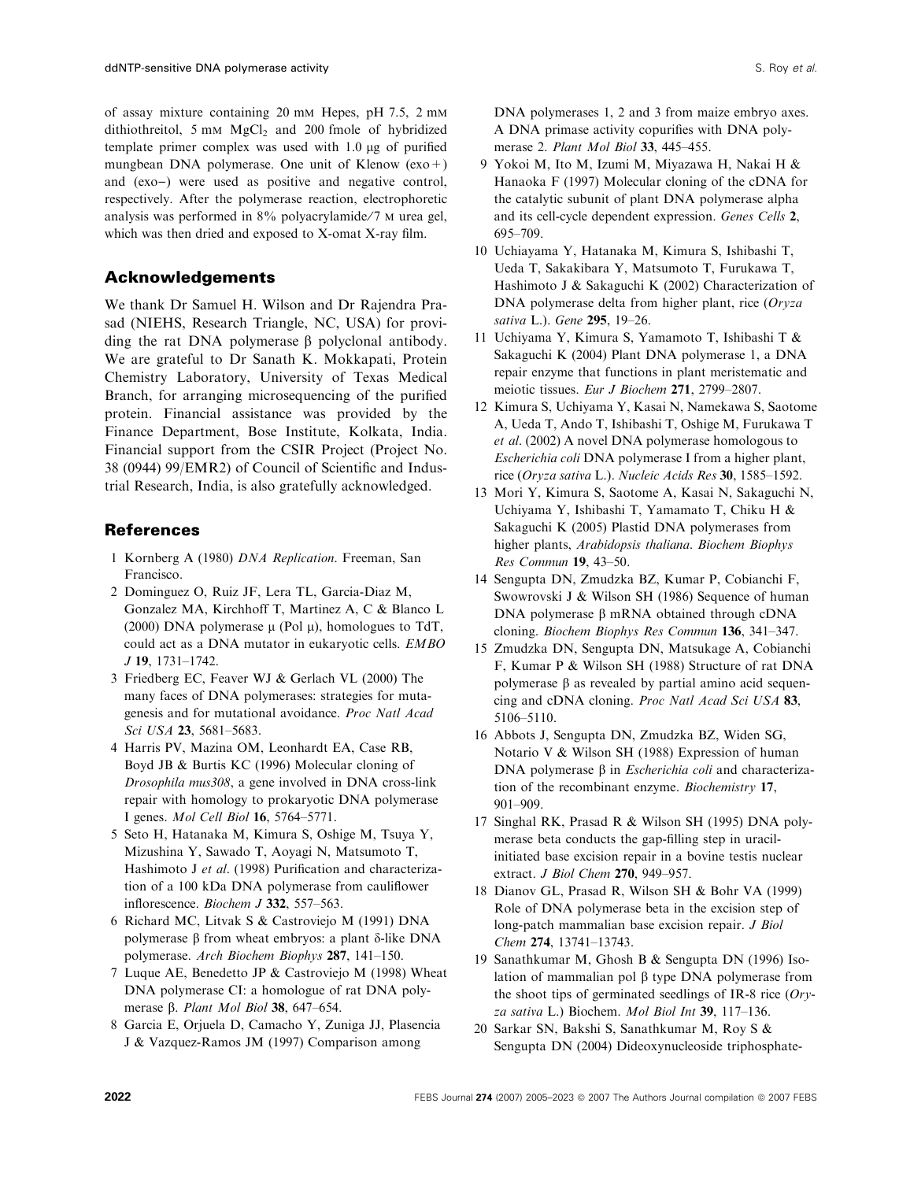of assay mixture containing 20 mM Hepes, pH 7.5, 2 mM dithiothreitol, 5 mM $MgCl_2$ and 200 fmole of hybridized template primer complex was used with 1.0 μg of purified mungbean DNA polymerase. One unit of Klenow (exo+) and (exo–) were used as positive and negative control, respectively. After the polymerase reaction, electrophoretic analysis was performed in 8% polyacrylamide/7 M urea gel, which was then dried and exposed to X-omat X-ray film.

## Acknowledgements

We thank Dr Samuel H. Wilson and Dr Rajendra Prasad (NIEHS, Research Triangle, NC, USA) for providing the rat DNA polymerase β polyclonal antibody. We are grateful to Dr Sanath K. Mokkapati, Protein Chemistry Laboratory, University of Texas Medical Branch, for arranging microsequencing of the purified protein. Financial assistance was provided by the Finance Department, Bose Institute, Kolkata, India. Financial support from the CSIR Project (Project No. 38 (0944) 99/EMR2) of Council of Scientific and Industrial Research, India, is also gratefully acknowledged.

## References

1 Kornberg A (1980) *DNA Replication*. Freeman, San Francisco.

2 Dominguez O, Ruiz JF, Lera TL, Garcia-Diaz M, Gonzalez MA, Kirchhoff T, Martinez A, C & Blanco L (2000) DNA polymerase μ (Pol μ), homologues to TdT, could act as a DNA mutator in eukaryotic cells. *EMBO J* **19**, 1731–1742.

3 Friedberg EC, Feaver WJ & Gerlach VL (2000) The many faces of DNA polymerases: strategies for mutagenesis and for mutational avoidance. *Proc Natl Acad Sci USA* **23**, 5681–5683.

4 Harris PV, Mazina OM, Leonhardt EA, Case RB, Boyd JB & Burtis KC (1996) Molecular cloning of *Drosophila mus308*, a gene involved in DNA cross-link repair with homology to prokaryotic DNA polymerase I genes. *Mol Cell Biol* **16**, 5764–5771.

5 Seto H, Hatanaka M, Kimura S, Oshige M, Tsuya Y, Mizushina Y, Sawado T, Aoyagi N, Matsumoto T, Hashimoto J *et al*. (1998) Purification and characterization of a 100 kDa DNA polymerase from cauliflower inflorescence. *Biochem J* **332**, 557–563.

6 Richard MC, Litvak S & Castroviejo M (1991) DNA polymerase β from wheat embryos: a plant δ-like DNA polymerase. *Arch Biochem Biophys* **287**, 141–150.

7 Luque AE, Benedetto JP & Castroviejo M (1998) Wheat DNA polymerase CI: a homologue of rat DNA polymerase β. *Plant Mol Biol* **38**, 647–654.

8 Garcia E, Orjuela D, Camacho Y, Zuniga JJ, Plasencia J & Vazquez-Ramos JM (1997) Comparison among DNA polymerases 1, 2 and 3 from maize embryo axes. A DNA primase activity copurifies with DNA polymerase 2. *Plant Mol Biol* **33**, 445–455.

9 Yokoi M, Ito M, Izumi M, Miyazawa H, Nakai H & Hanaoka F (1997) Molecular cloning of the cDNA for the catalytic subunit of plant DNA polymerase alpha and its cell-cycle dependent expression. *Genes Cells* **2**, 695–709.

10 Uchiayama Y, Hatanaka M, Kimura S, Ishibashi T, Ueda T, Sakakibara Y, Matsumoto T, Furukawa T, Hashimoto J & Sakaguchi K (2002) Characterization of DNA polymerase delta from higher plant, rice (*Oryza sativa* L.). *Gene* **295**, 19–26.

11 Uchiyama Y, Kimura S, Yamamoto T, Ishibashi T & Sakaguchi K (2004) Plant DNA polymerase 1, a DNA repair enzyme that functions in plant meristematic and meiotic tissues. *Eur J Biochem* **271**, 2799–2807.

12 Kimura S, Uchiyama Y, Kasai N, Namekawa S, Saotome A, Ueda T, Ando T, Ishibashi T, Oshige M, Furukawa T *et al*. (2002) A novel DNA polymerase homologous to *Escherichia coli* DNA polymerase I from a higher plant, rice (*Oryza sativa* L.). *Nucleic Acids Res* **30**, 1585–1592.

13 Mori Y, Kimura S, Saotome A, Kasai N, Sakaguchi N, Uchiyama Y, Ishibashi T, Yamamato T, Chiku H & Sakaguchi K (2005) Plastid DNA polymerases from higher plants, *Arabidopsis thaliana*. *Biochem Biophys Res Commun* **19**, 43–50.

14 Sengupta DN, Zmudzka BZ, Kumar P, Cobianchi F, Swowrovski J & Wilson SH (1986) Sequence of human DNA polymerase β mRNA obtained through cDNA cloning. *Biochem Biophys Res Commun* **136**, 341–347.

15 Zmudzka DN, Sengupta DN, Matsukage A, Cobianchi F, Kumar P & Wilson SH (1988) Structure of rat DNA polymerase β as revealed by partial amino acid sequencing and cDNA cloning. *Proc Natl Acad Sci USA* **83**, 5106–5110.

16 Abbots J, Sengupta DN, Zmudzka BZ, Widen SG, Notario V & Wilson SH (1988) Expression of human DNA polymerase β in *Escherichia coli* and characterization of the recombinant enzyme. *Biochemistry* **17**, 901–909.

17 Singhal RK, Prasad R & Wilson SH (1995) DNA polymerase beta conducts the gap-filling step in uracil-initiated base excision repair in a bovine testis nuclear extract. *J Biol Chem* **270**, 949–957.

18 Dianov GL, Prasad R, Wilson SH & Bohr VA (1999) Role of DNA polymerase beta in the excision step of long-patch mammalian base excision repair. *J Biol Chem* **274**, 13741–13743.

19 Sanathkumar M, Ghosh B & Sengupta DN (1996) Isolation of mammalian pol β type DNA polymerase from the shoot tips of germinated seedlings of IR-8 rice (*Oryza sativa* L.) Biochem. *Mol Biol Int* **39**, 117–136.

20 Sarkar SN, Bakshi S, Sanathkumar M, Roy S & Sengupta DN (2004) Dideoxynucleoside triphosphate-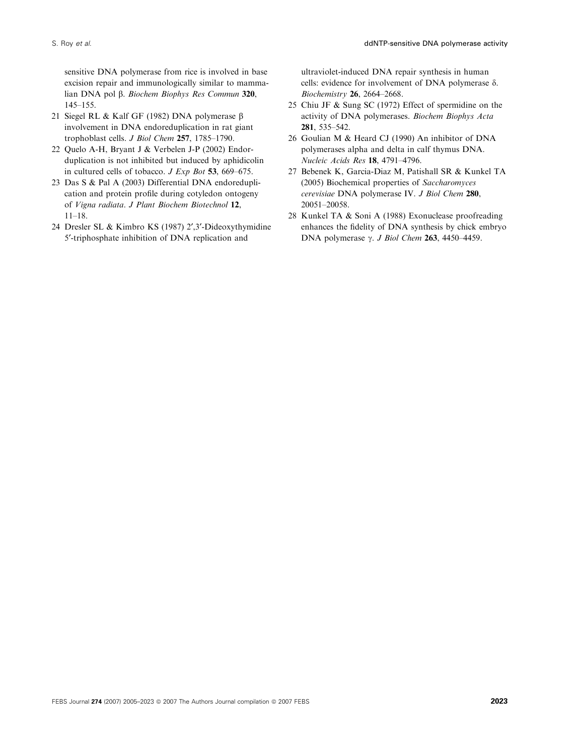sensitive DNA polymerase from rice is involved in base excision repair and immunologically similar to mammalian DNA pol β. *Biochem Biophys Res Commun* **320**, 145–155.

21 Siegel RL & Kalf GF (1982) DNA polymerase β involvement in DNA endoreduplication in rat giant trophoblast cells. *J Biol Chem* **257**, 1785–1790.

22 Quelo A-H, Bryant J & Verbelen J-P (2002) Endorduplication is not inhibited but induced by aphidicolin in cultured cells of tobacco. *J Exp Bot* **53**, 669–675.

23 Das S & Pal A (2003) Differential DNA endoreduplication and protein profile during cotyledon ontogeny of *Vigna radiata*. *J Plant Biochem Biotechnol* **12**, 11–18.

24 Dresler SL & Kimbro KS (1987) 2′,3′-Dideoxythymidine 5′-triphosphate inhibition of DNA replication and ultraviolet-induced DNA repair synthesis in human cells: evidence for involvement of DNA polymerase δ. *Biochemistry* **26**, 2664–2668.

25 Chiu JF & Sung SC (1972) Effect of spermidine on the activity of DNA polymerases. *Biochem Biophys Acta* **281**, 535–542.

26 Goulian M & Heard CJ (1990) An inhibitor of DNA polymerases alpha and delta in calf thymus DNA. *Nucleic Acids Res* **18**, 4791–4796.

27 Bebenek K, Garcia-Diaz M, Patishall SR & Kunkel TA (2005) Biochemical properties of *Saccharomyces cerevisiae* DNA polymerase IV. *J Biol Chem* **280**, 20051–20058.

28 Kunkel TA & Soni A (1988) Exonuclease proofreading enhances the fidelity of DNA synthesis by chick embryo DNA polymerase γ. *J Biol Chem* **263**, 4450–4459.